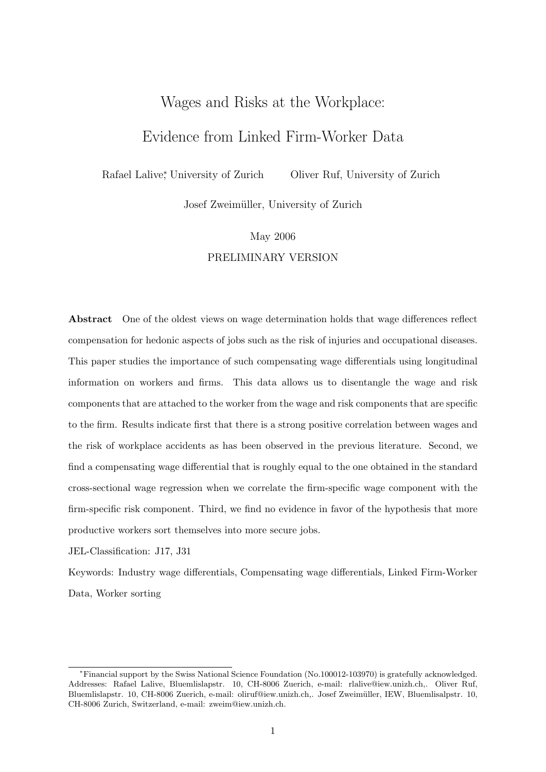# Wages and Risks at the Workplace:
# Evidence from Linked Firm-Worker Data

Rafael Lalive[*], University of Zurich   Oliver Ruf, University of Zurich

Josef Zweimüller, University of Zurich

May 2006

PRELIMINARY VERSION

**Abstract** One of the oldest views on wage determination holds that wage differences reflect compensation for hedonic aspects of jobs such as the risk of injuries and occupational diseases. This paper studies the importance of such compensating wage differentials using longitudinal information on workers and firms. This data allows us to disentangle the wage and risk components that are attached to the worker from the wage and risk components that are specific to the firm. Results indicate first that there is a strong positive correlation between wages and the risk of workplace accidents as has been observed in the previous literature. Second, we find a compensating wage differential that is roughly equal to the one obtained in the standard cross-sectional wage regression when we correlate the firm-specific wage component with the firm-specific risk component. Third, we find no evidence in favor of the hypothesis that more productive workers sort themselves into more secure jobs.

JEL-Classification: J17, J31

Keywords: Industry wage differentials, Compensating wage differentials, Linked Firm-Worker Data, Worker sorting

---

[*] Financial support by the Swiss National Science Foundation (No.100012-103970) is gratefully acknowledged. Addresses: Rafael Lalive, Bluemlislapstr. 10, CH-8006 Zuerich, e-mail: rlalive@iew.unizh.ch,. Oliver Ruf, Bluemlislapstr. 10, CH-8006 Zuerich, e-mail: oliruf@iew.unizh.ch,. Josef Zweimüller, IEW, Bluemlisalpstr. 10, CH-8006 Zurich, Switzerland, e-mail: zweim@iew.unizh.ch.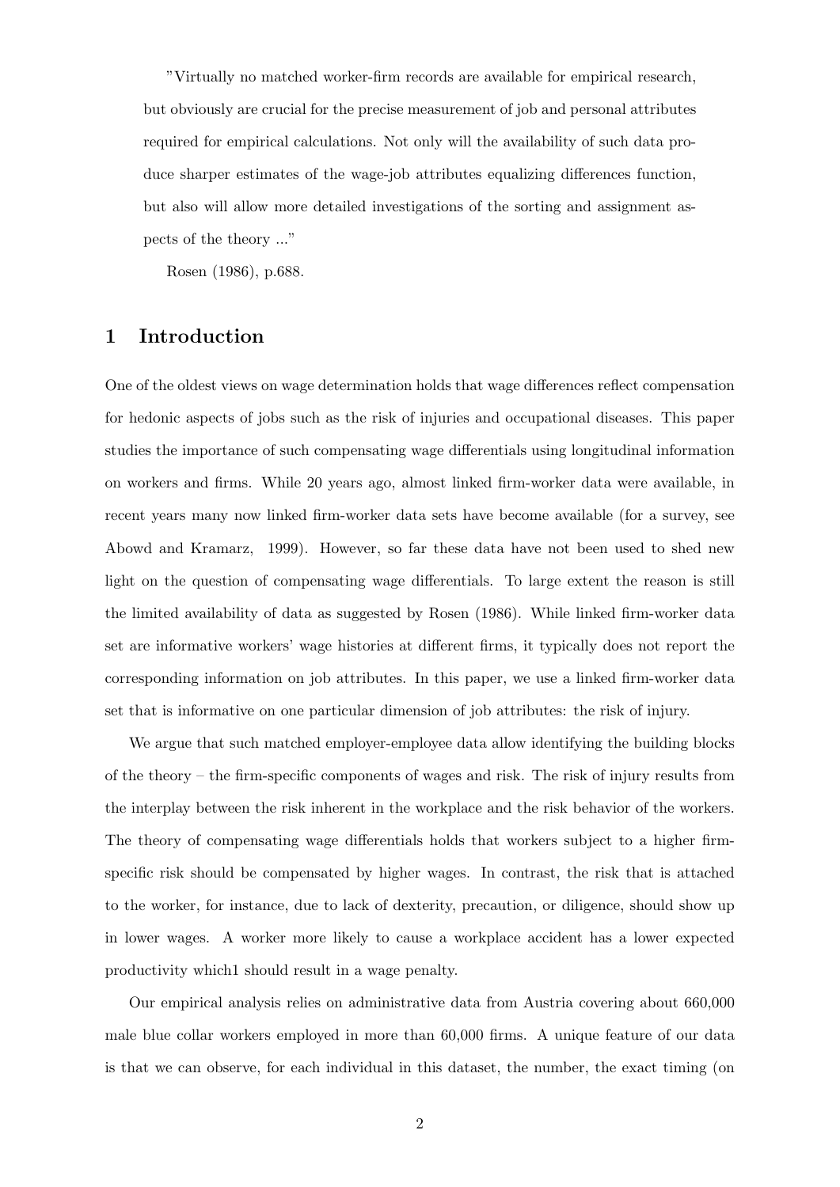"Virtually no matched worker-firm records are available for empirical research, but obviously are crucial for the precise measurement of job and personal attributes required for empirical calculations. Not only will the availability of such data produce sharper estimates of the wage-job attributes equalizing differences function, but also will allow more detailed investigations of the sorting and assignment aspects of the theory ..."

Rosen (1986), p.688.

## 1 Introduction

One of the oldest views on wage determination holds that wage differences reflect compensation for hedonic aspects of jobs such as the risk of injuries and occupational diseases. This paper studies the importance of such compensating wage differentials using longitudinal information on workers and firms. While 20 years ago, almost linked firm-worker data were available, in recent years many now linked firm-worker data sets have become available (for a survey, see Abowd and Kramarz, 1999). However, so far these data have not been used to shed new light on the question of compensating wage differentials. To large extent the reason is still the limited availability of data as suggested by Rosen (1986). While linked firm-worker data set are informative workers' wage histories at different firms, it typically does not report the corresponding information on job attributes. In this paper, we use a linked firm-worker data set that is informative on one particular dimension of job attributes: the risk of injury.

We argue that such matched employer-employee data allow identifying the building blocks of the theory – the firm-specific components of wages and risk. The risk of injury results from the interplay between the risk inherent in the workplace and the risk behavior of the workers. The theory of compensating wage differentials holds that workers subject to a higher firm-specific risk should be compensated by higher wages. In contrast, the risk that is attached to the worker, for instance, due to lack of dexterity, precaution, or diligence, should show up in lower wages. A worker more likely to cause a workplace accident has a lower expected productivity which1 should result in a wage penalty.

Our empirical analysis relies on administrative data from Austria covering about 660,000 male blue collar workers employed in more than 60,000 firms. A unique feature of our data is that we can observe, for each individual in this dataset, the number, the exact timing (on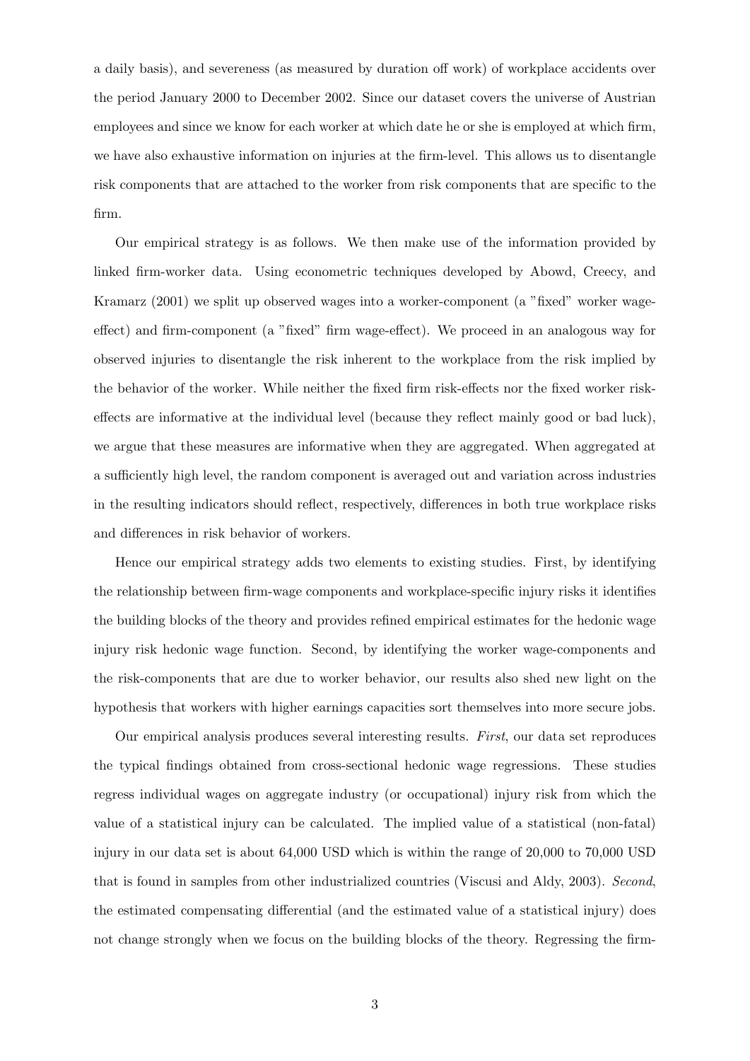a daily basis), and severeness (as measured by duration off work) of workplace accidents over the period January 2000 to December 2002. Since our dataset covers the universe of Austrian employees and since we know for each worker at which date he or she is employed at which firm, we have also exhaustive information on injuries at the firm-level. This allows us to disentangle risk components that are attached to the worker from risk components that are specific to the firm.

Our empirical strategy is as follows. We then make use of the information provided by linked firm-worker data. Using econometric techniques developed by Abowd, Creecy, and Kramarz (2001) we split up observed wages into a worker-component (a "fixed" worker wage-effect) and firm-component (a "fixed" firm wage-effect). We proceed in an analogous way for observed injuries to disentangle the risk inherent to the workplace from the risk implied by the behavior of the worker. While neither the fixed firm risk-effects nor the fixed worker risk-effects are informative at the individual level (because they reflect mainly good or bad luck), we argue that these measures are informative when they are aggregated. When aggregated at a sufficiently high level, the random component is averaged out and variation across industries in the resulting indicators should reflect, respectively, differences in both true workplace risks and differences in risk behavior of workers.

Hence our empirical strategy adds two elements to existing studies. First, by identifying the relationship between firm-wage components and workplace-specific injury risks it identifies the building blocks of the theory and provides refined empirical estimates for the hedonic wage injury risk hedonic wage function. Second, by identifying the worker wage-components and the risk-components that are due to worker behavior, our results also shed new light on the hypothesis that workers with higher earnings capacities sort themselves into more secure jobs.

Our empirical analysis produces several interesting results. *First*, our data set reproduces the typical findings obtained from cross-sectional hedonic wage regressions. These studies regress individual wages on aggregate industry (or occupational) injury risk from which the value of a statistical injury can be calculated. The implied value of a statistical (non-fatal) injury in our data set is about 64,000 USD which is within the range of 20,000 to 70,000 USD that is found in samples from other industrialized countries (Viscusi and Aldy, 2003). *Second*, the estimated compensating differential (and the estimated value of a statistical injury) does not change strongly when we focus on the building blocks of the theory. Regressing the firm-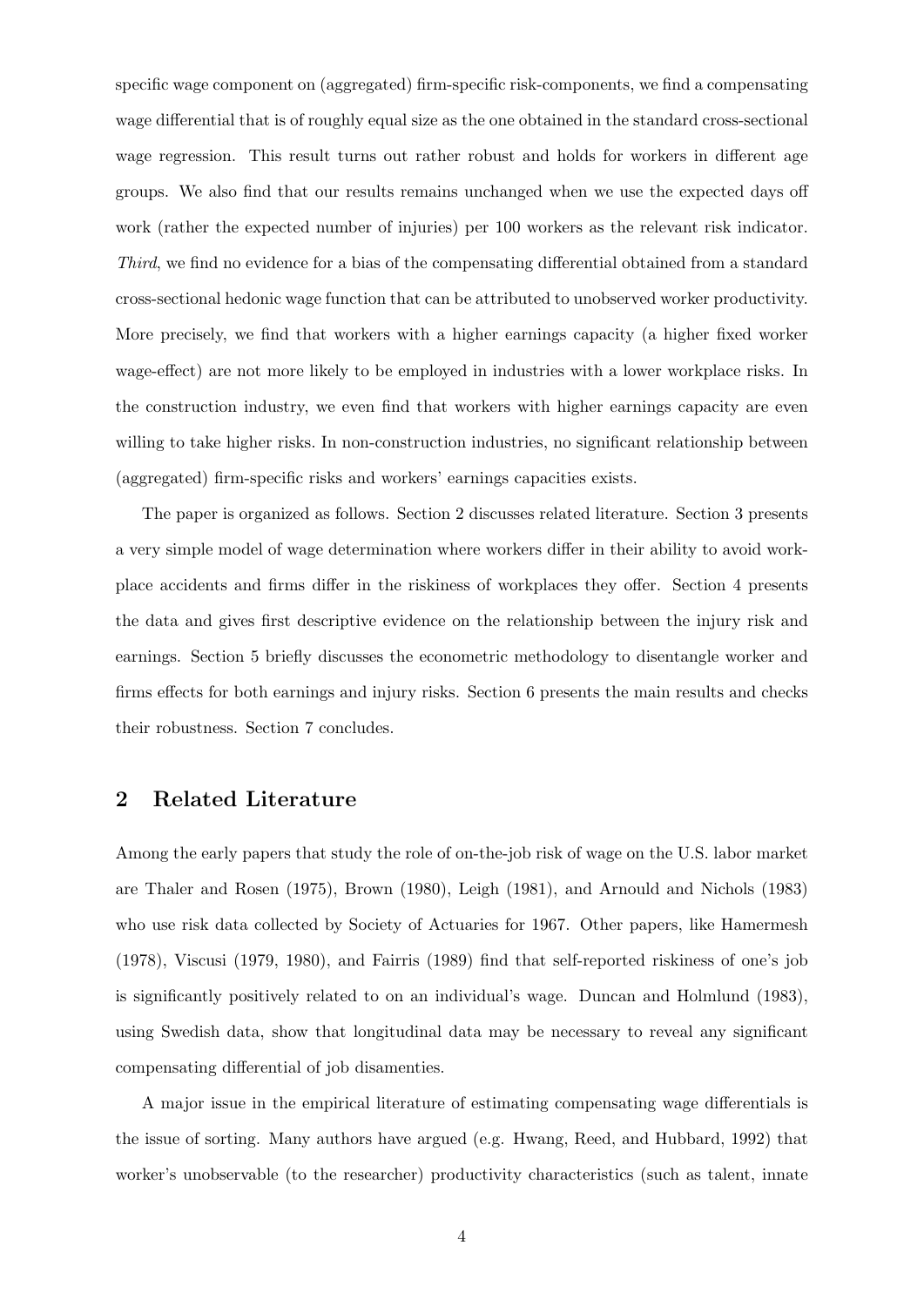specific wage component on (aggregated) firm-specific risk-components, we find a compensating wage differential that is of roughly equal size as the one obtained in the standard cross-sectional wage regression. This result turns out rather robust and holds for workers in different age groups. We also find that our results remains unchanged when we use the expected days off work (rather the expected number of injuries) per 100 workers as the relevant risk indicator. *Third*, we find no evidence for a bias of the compensating differential obtained from a standard cross-sectional hedonic wage function that can be attributed to unobserved worker productivity. More precisely, we find that workers with a higher earnings capacity (a higher fixed worker wage-effect) are not more likely to be employed in industries with a lower workplace risks. In the construction industry, we even find that workers with higher earnings capacity are even willing to take higher risks. In non-construction industries, no significant relationship between (aggregated) firm-specific risks and workers' earnings capacities exists.

The paper is organized as follows. Section 2 discusses related literature. Section 3 presents a very simple model of wage determination where workers differ in their ability to avoid workplace accidents and firms differ in the riskiness of workplaces they offer. Section 4 presents the data and gives first descriptive evidence on the relationship between the injury risk and earnings. Section 5 briefly discusses the econometric methodology to disentangle worker and firms effects for both earnings and injury risks. Section 6 presents the main results and checks their robustness. Section 7 concludes.

## 2 Related Literature

Among the early papers that study the role of on-the-job risk of wage on the U.S. labor market are Thaler and Rosen (1975), Brown (1980), Leigh (1981), and Arnould and Nichols (1983) who use risk data collected by Society of Actuaries for 1967. Other papers, like Hamermesh (1978), Viscusi (1979, 1980), and Fairris (1989) find that self-reported riskiness of one's job is significantly positively related to on an individual's wage. Duncan and Holmlund (1983), using Swedish data, show that longitudinal data may be necessary to reveal any significant compensating differential of job disamenties.

A major issue in the empirical literature of estimating compensating wage differentials is the issue of sorting. Many authors have argued (e.g. Hwang, Reed, and Hubbard, 1992) that worker's unobservable (to the researcher) productivity characteristics (such as talent, innate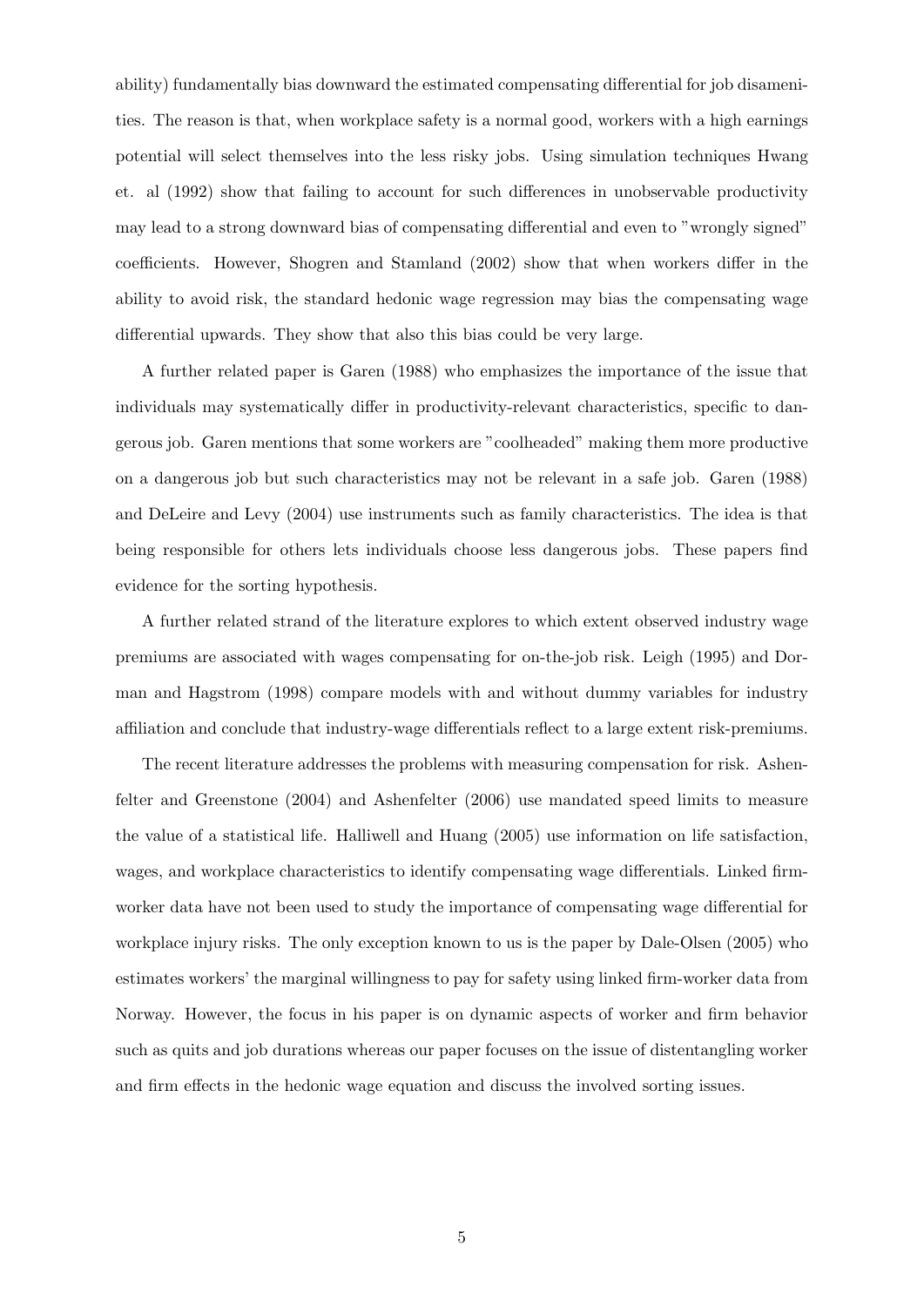ability) fundamentally bias downward the estimated compensating differential for job disamenities. The reason is that, when workplace safety is a normal good, workers with a high earnings potential will select themselves into the less risky jobs. Using simulation techniques Hwang et. al (1992) show that failing to account for such differences in unobservable productivity may lead to a strong downward bias of compensating differential and even to "wrongly signed" coefficients. However, Shogren and Stamland (2002) show that when workers differ in the ability to avoid risk, the standard hedonic wage regression may bias the compensating wage differential upwards. They show that also this bias could be very large.

A further related paper is Garen (1988) who emphasizes the importance of the issue that individuals may systematically differ in productivity-relevant characteristics, specific to dangerous job. Garen mentions that some workers are "coolheaded" making them more productive on a dangerous job but such characteristics may not be relevant in a safe job. Garen (1988) and DeLeire and Levy (2004) use instruments such as family characteristics. The idea is that being responsible for others lets individuals choose less dangerous jobs. These papers find evidence for the sorting hypothesis.

A further related strand of the literature explores to which extent observed industry wage premiums are associated with wages compensating for on-the-job risk. Leigh (1995) and Dorman and Hagstrom (1998) compare models with and without dummy variables for industry affiliation and conclude that industry-wage differentials reflect to a large extent risk-premiums.

The recent literature addresses the problems with measuring compensation for risk. Ashenfelter and Greenstone (2004) and Ashenfelter (2006) use mandated speed limits to measure the value of a statistical life. Halliwell and Huang (2005) use information on life satisfaction, wages, and workplace characteristics to identify compensating wage differentials. Linked firm-worker data have not been used to study the importance of compensating wage differential for workplace injury risks. The only exception known to us is the paper by Dale-Olsen (2005) who estimates workers' the marginal willingness to pay for safety using linked firm-worker data from Norway. However, the focus in his paper is on dynamic aspects of worker and firm behavior such as quits and job durations whereas our paper focuses on the issue of distentangling worker and firm effects in the hedonic wage equation and discuss the involved sorting issues.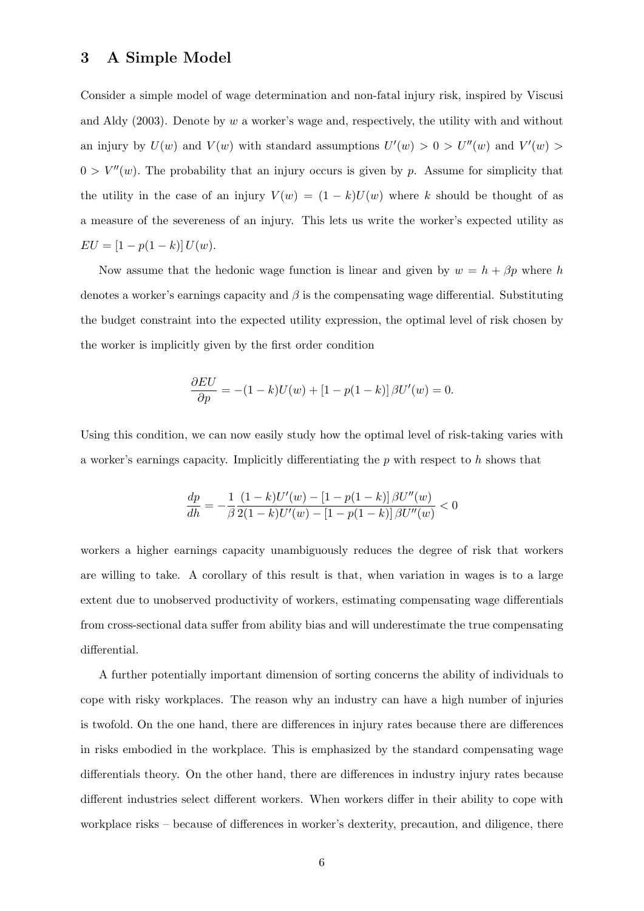## 3 A Simple Model

Consider a simple model of wage determination and non-fatal injury risk, inspired by Viscusi and Aldy (2003). Denote by $w$ a worker's wage and, respectively, the utility with and without an injury by $U(w)$ and $V(w)$ with standard assumptions $U'(w) > 0 > U''(w)$ and $V'(w) > 0 > V''(w)$. The probability that an injury occurs is given by $p$. Assume for simplicity that the utility in the case of an injury $V(w) = (1-k)U(w)$ where $k$ should be thought of as a measure of the severeness of an injury. This lets us write the worker's expected utility as $EU = [1 - p(1-k)]\, U(w)$.

Now assume that the hedonic wage function is linear and given by $w = h + \beta p$ where $h$ denotes a worker's earnings capacity and $\beta$ is the compensating wage differential. Substituting the budget constraint into the expected utility expression, the optimal level of risk chosen by the worker is implicitly given by the first order condition

$$\frac{\partial EU}{\partial p} = -(1-k)U(w) + [1 - p(1-k)]\, \beta U'(w) = 0.$$

Using this condition, we can now easily study how the optimal level of risk-taking varies with a worker's earnings capacity. Implicitly differentiating the $p$ with respect to $h$ shows that

$$\frac{dp}{dh} = -\frac{1}{\beta} \frac{(1-k)U'(w) - [1 - p(1-k)]\, \beta U''(w)}{2(1-k)U'(w) - [1 - p(1-k)]\, \beta U''(w)} < 0$$

workers a higher earnings capacity unambiguously reduces the degree of risk that workers are willing to take. A corollary of this result is that, when variation in wages is to a large extent due to unobserved productivity of workers, estimating compensating wage differentials from cross-sectional data suffer from ability bias and will underestimate the true compensating differential.

A further potentially important dimension of sorting concerns the ability of individuals to cope with risky workplaces. The reason why an industry can have a high number of injuries is twofold. On the one hand, there are differences in injury rates because there are differences in risks embodied in the workplace. This is emphasized by the standard compensating wage differentials theory. On the other hand, there are differences in industry injury rates because different industries select different workers. When workers differ in their ability to cope with workplace risks – because of differences in worker's dexterity, precaution, and diligence, there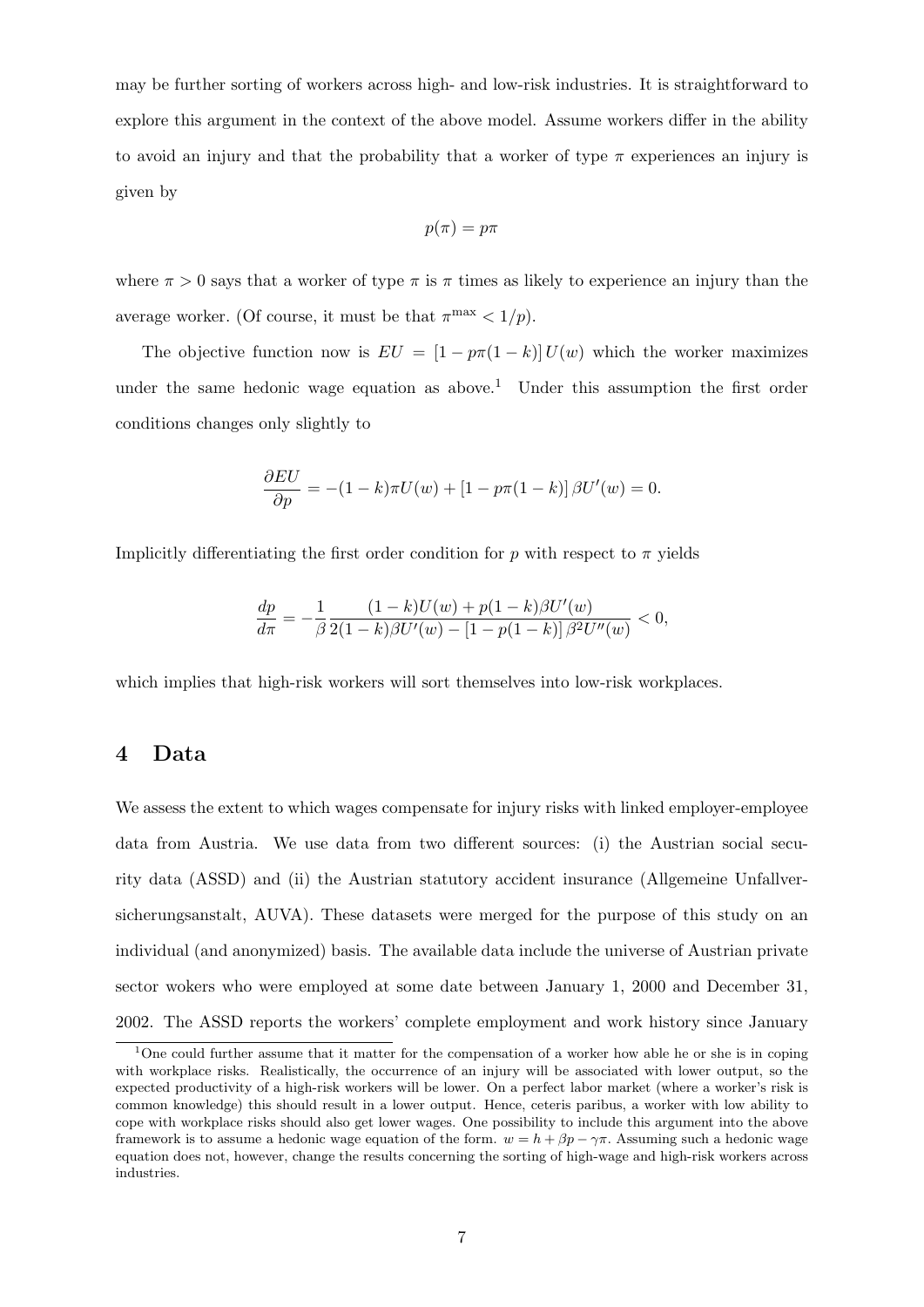may be further sorting of workers across high- and low-risk industries. It is straightforward to explore this argument in the context of the above model. Assume workers differ in the ability to avoid an injury and that the probability that a worker of type $\pi$ experiences an injury is given by

$$p(\pi) = p\pi$$

where $\pi > 0$ says that a worker of type $\pi$ is $\pi$ times as likely to experience an injury than the average worker. (Of course, it must be that $\pi^{\max} < 1/p$).

The objective function now is $EU = [1 - p\pi(1-k)]\, U(w)$ which the worker maximizes under the same hedonic wage equation as above.[1] Under this assumption the first order conditions changes only slightly to

$$\frac{\partial EU}{\partial p} = -(1-k)\pi U(w) + [1 - p\pi(1-k)]\, \beta U'(w) = 0.$$

Implicitly differentiating the first order condition for $p$ with respect to $\pi$ yields

$$\frac{dp}{d\pi} = -\frac{1}{\beta} \frac{(1-k)U(w) + p(1-k)\beta U'(w)}{2(1-k)\beta U'(w) - [1 - p(1-k)]\, \beta^2 U''(w)} < 0,$$

which implies that high-risk workers will sort themselves into low-risk workplaces.

## 4 Data

We assess the extent to which wages compensate for injury risks with linked employer-employee data from Austria. We use data from two different sources: (i) the Austrian social security data (ASSD) and (ii) the Austrian statutory accident insurance (Allgemeine Unfallversicherungsanstalt, AUVA). These datasets were merged for the purpose of this study on an individual (and anonymized) basis. The available data include the universe of Austrian private sector wokers who were employed at some date between January 1, 2000 and December 31, 2002. The ASSD reports the workers' complete employment and work history since January

[1] One could further assume that it matter for the compensation of a worker how able he or she is in coping with workplace risks. Realistically, the occurrence of an injury will be associated with lower output, so the expected productivity of a high-risk workers will be lower. On a perfect labor market (where a worker's risk is common knowledge) this should result in a lower output. Hence, ceteris paribus, a worker with low ability to cope with workplace risks should also get lower wages. One possibility to include this argument into the above framework is to assume a hedonic wage equation of the form. $w = h + \beta p - \gamma\pi$. Assuming such a hedonic wage equation does not, however, change the results concerning the sorting of high-wage and high-risk workers across industries.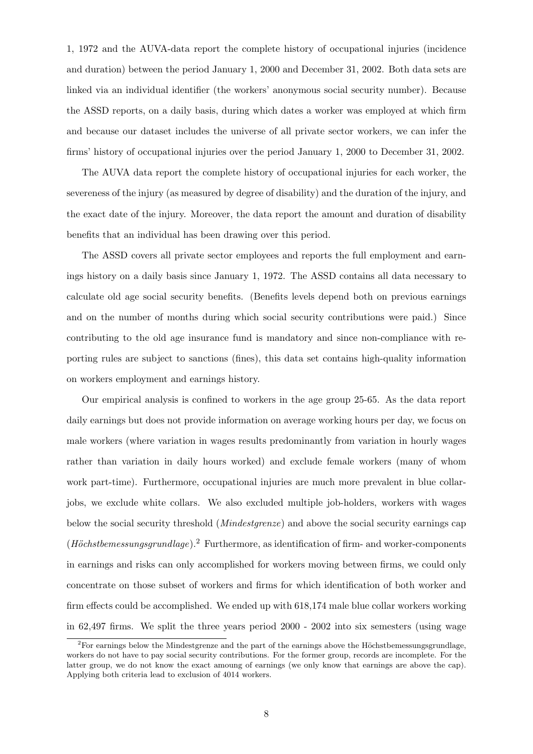1, 1972 and the AUVA-data report the complete history of occupational injuries (incidence and duration) between the period January 1, 2000 and December 31, 2002. Both data sets are linked via an individual identifier (the workers' anonymous social security number). Because the ASSD reports, on a daily basis, during which dates a worker was employed at which firm and because our dataset includes the universe of all private sector workers, we can infer the firms' history of occupational injuries over the period January 1, 2000 to December 31, 2002.

The AUVA data report the complete history of occupational injuries for each worker, the severeness of the injury (as measured by degree of disability) and the duration of the injury, and the exact date of the injury. Moreover, the data report the amount and duration of disability benefits that an individual has been drawing over this period.

The ASSD covers all private sector employees and reports the full employment and earnings history on a daily basis since January 1, 1972. The ASSD contains all data necessary to calculate old age social security benefits. (Benefits levels depend both on previous earnings and on the number of months during which social security contributions were paid.) Since contributing to the old age insurance fund is mandatory and since non-compliance with reporting rules are subject to sanctions (fines), this data set contains high-quality information on workers employment and earnings history.

Our empirical analysis is confined to workers in the age group 25-65. As the data report daily earnings but does not provide information on average working hours per day, we focus on male workers (where variation in wages results predominantly from variation in hourly wages rather than variation in daily hours worked) and exclude female workers (many of whom work part-time). Furthermore, occupational injuries are much more prevalent in blue collar-jobs, we exclude white collars. We also excluded multiple job-holders, workers with wages below the social security threshold (*Mindestgrenze*) and above the social security earnings cap (*Höchstbemessungsgrundlage*).[2] Furthermore, as identification of firm- and worker-components in earnings and risks can only accomplished for workers moving between firms, we could only concentrate on those subset of workers and firms for which identification of both worker and firm effects could be accomplished. We ended up with 618,174 male blue collar workers working in 62,497 firms. We split the three years period 2000 - 2002 into six semesters (using wage

[2]For earnings below the Mindestgrenze and the part of the earnings above the Höchstbemessungsgrundlage, workers do not have to pay social security contributions. For the former group, records are incomplete. For the latter group, we do not know the exact amoung of earnings (we only know that earnings are above the cap). Applying both criteria lead to exclusion of 4014 workers.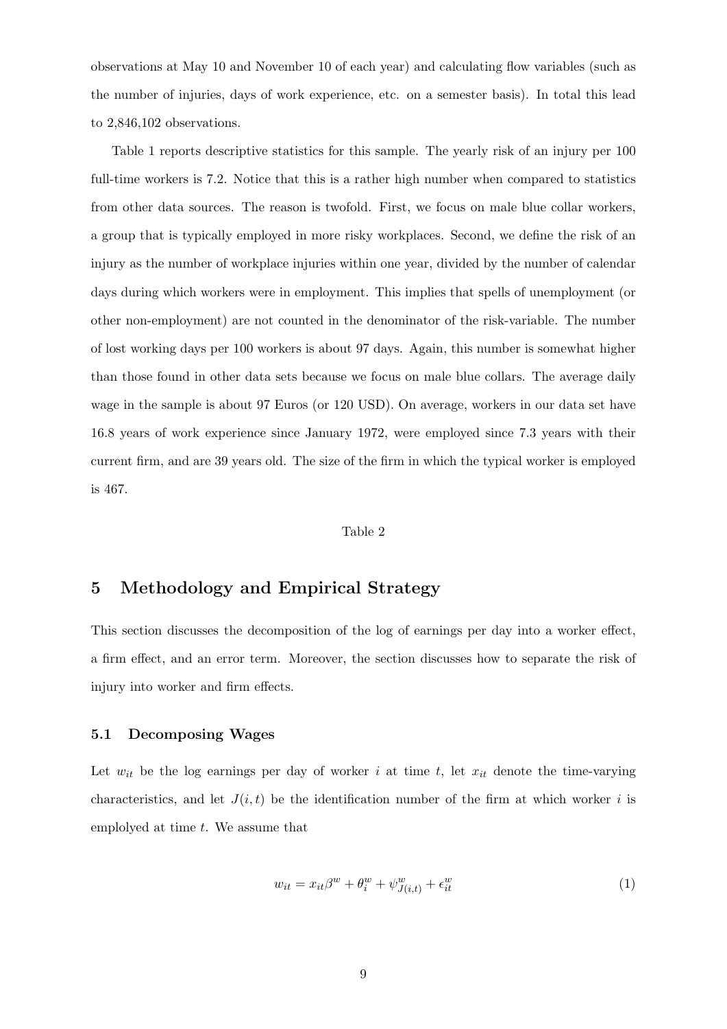observations at May 10 and November 10 of each year) and calculating flow variables (such as the number of injuries, days of work experience, etc. on a semester basis). In total this lead to 2,846,102 observations.

Table 1 reports descriptive statistics for this sample. The yearly risk of an injury per 100 full-time workers is 7.2. Notice that this is a rather high number when compared to statistics from other data sources. The reason is twofold. First, we focus on male blue collar workers, a group that is typically employed in more risky workplaces. Second, we define the risk of an injury as the number of workplace injuries within one year, divided by the number of calendar days during which workers were in employment. This implies that spells of unemployment (or other non-employment) are not counted in the denominator of the risk-variable. The number of lost working days per 100 workers is about 97 days. Again, this number is somewhat higher than those found in other data sets because we focus on male blue collars. The average daily wage in the sample is about 97 Euros (or 120 USD). On average, workers in our data set have 16.8 years of work experience since January 1972, were employed since 7.3 years with their current firm, and are 39 years old. The size of the firm in which the typical worker is employed is 467.

Table 2

## 5 Methodology and Empirical Strategy

This section discusses the decomposition of the log of earnings per day into a worker effect, a firm effect, and an error term. Moreover, the section discusses how to separate the risk of injury into worker and firm effects.

### 5.1 Decomposing Wages

Let $w_{it}$ be the log earnings per day of worker $i$ at time $t$, let $x_{it}$ denote the time-varying characteristics, and let $J(i,t)$ be the identification number of the firm at which worker $i$ is emplolyed at time $t$. We assume that

$$w_{it} = x_{it}\beta^w + \theta_i^w + \psi_{J(i,t)}^w + \epsilon_{it}^w \tag{1}$$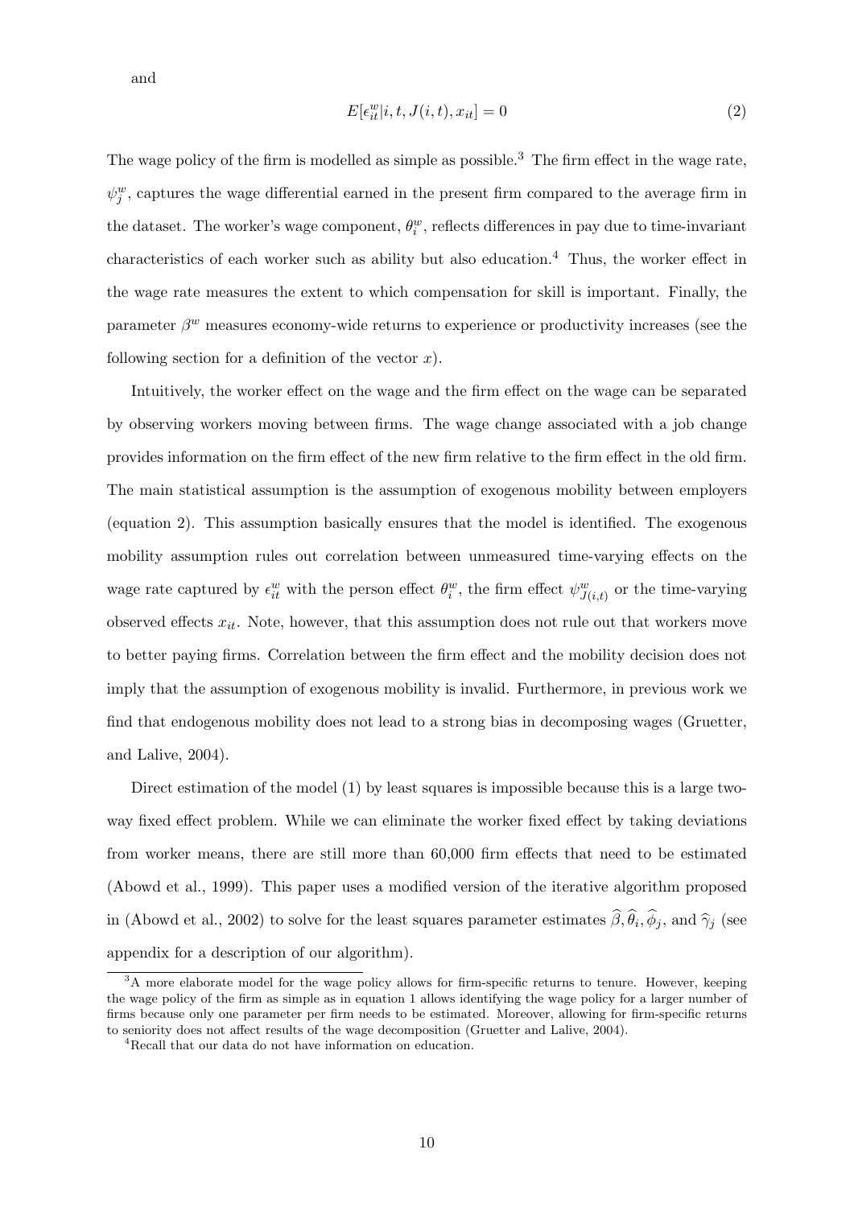and

$$E[\epsilon_{it}^w | i, t, J(i,t), x_{it}] = 0 \tag{2}$$

The wage policy of the firm is modelled as simple as possible.[3] The firm effect in the wage rate, $\psi_j^w$, captures the wage differential earned in the present firm compared to the average firm in the dataset. The worker's wage component, $\theta_i^w$, reflects differences in pay due to time-invariant characteristics of each worker such as ability but also education.[4] Thus, the worker effect in the wage rate measures the extent to which compensation for skill is important. Finally, the parameter $\beta^w$ measures economy-wide returns to experience or productivity increases (see the following section for a definition of the vector $x$).

Intuitively, the worker effect on the wage and the firm effect on the wage can be separated by observing workers moving between firms. The wage change associated with a job change provides information on the firm effect of the new firm relative to the firm effect in the old firm. The main statistical assumption is the assumption of exogenous mobility between employers (equation 2). This assumption basically ensures that the model is identified. The exogenous mobility assumption rules out correlation between unmeasured time-varying effects on the wage rate captured by $\epsilon_{it}^w$ with the person effect $\theta_i^w$, the firm effect $\psi_{J(i,t)}^w$ or the time-varying observed effects $x_{it}$. Note, however, that this assumption does not rule out that workers move to better paying firms. Correlation between the firm effect and the mobility decision does not imply that the assumption of exogenous mobility is invalid. Furthermore, in previous work we find that endogenous mobility does not lead to a strong bias in decomposing wages (Gruetter, and Lalive, 2004).

Direct estimation of the model (1) by least squares is impossible because this is a large two-way fixed effect problem. While we can eliminate the worker fixed effect by taking deviations from worker means, there are still more than 60,000 firm effects that need to be estimated (Abowd et al., 1999). This paper uses a modified version of the iterative algorithm proposed in (Abowd et al., 2002) to solve for the least squares parameter estimates $\widehat{\beta}, \widehat{\theta}_i, \widehat{\phi}_j$, and $\widehat{\gamma}_j$ (see appendix for a description of our algorithm).

[3] A more elaborate model for the wage policy allows for firm-specific returns to tenure. However, keeping the wage policy of the firm as simple as in equation 1 allows identifying the wage policy for a larger number of firms because only one parameter per firm needs to be estimated. Moreover, allowing for firm-specific returns to seniority does not affect results of the wage decomposition (Gruetter and Lalive, 2004).

[4] Recall that our data do not have information on education.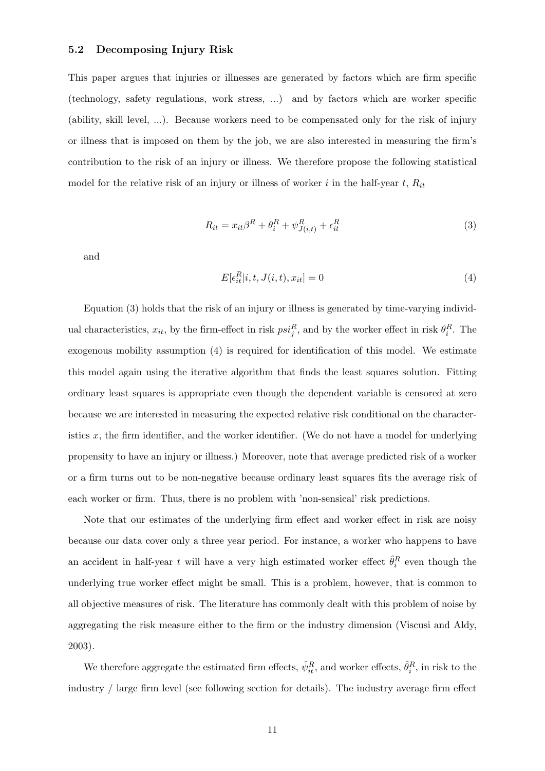### 5.2 Decomposing Injury Risk

This paper argues that injuries or illnesses are generated by factors which are firm specific (technology, safety regulations, work stress, ...) and by factors which are worker specific (ability, skill level, ...). Because workers need to be compensated only for the risk of injury or illness that is imposed on them by the job, we are also interested in measuring the firm's contribution to the risk of an injury or illness. We therefore propose the following statistical model for the relative risk of an injury or illness of worker $i$ in the half-year $t$, $R_{it}$

$$R_{it} = x_{it}\beta^R + \theta_i^R + \psi_{J(i,t)}^R + \epsilon_{it}^R \tag{3}$$

and

$$E[\epsilon_{it}^R | i, t, J(i,t), x_{it}] = 0 \tag{4}$$

Equation (3) holds that the risk of an injury or illness is generated by time-varying individual characteristics, $x_{it}$, by the firm-effect in risk $psi_j^R$, and by the worker effect in risk $\theta_i^R$. The exogenous mobility assumption (4) is required for identification of this model. We estimate this model again using the iterative algorithm that finds the least squares solution. Fitting ordinary least squares is appropriate even though the dependent variable is censored at zero because we are interested in measuring the expected relative risk conditional on the characteristics $x$, the firm identifier, and the worker identifier. (We do not have a model for underlying propensity to have an injury or illness.) Moreover, note that average predicted risk of a worker or a firm turns out to be non-negative because ordinary least squares fits the average risk of each worker or firm. Thus, there is no problem with 'non-sensical' risk predictions.

Note that our estimates of the underlying firm effect and worker effect in risk are noisy because our data cover only a three year period. For instance, a worker who happens to have an accident in half-year $t$ will have a very high estimated worker effect $\hat{\theta}_i^R$ even though the underlying true worker effect might be small. This is a problem, however, that is common to all objective measures of risk. The literature has commonly dealt with this problem of noise by aggregating the risk measure either to the firm or the industry dimension (Viscusi and Aldy, 2003).

We therefore aggregate the estimated firm effects, $\hat{\psi}_{it}^R$, and worker effects, $\hat{\theta}_i^R$, in risk to the industry / large firm level (see following section for details). The industry average firm effect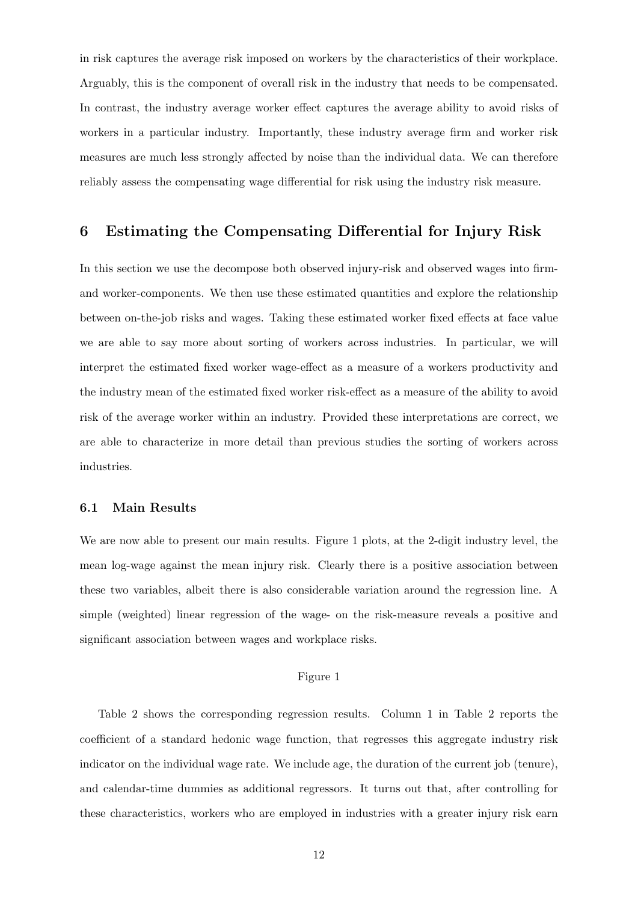in risk captures the average risk imposed on workers by the characteristics of their workplace. Arguably, this is the component of overall risk in the industry that needs to be compensated. In contrast, the industry average worker effect captures the average ability to avoid risks of workers in a particular industry. Importantly, these industry average firm and worker risk measures are much less strongly affected by noise than the individual data. We can therefore reliably assess the compensating wage differential for risk using the industry risk measure.

# 6 Estimating the Compensating Differential for Injury Risk

In this section we use the decompose both observed injury-risk and observed wages into firm- and worker-components. We then use these estimated quantities and explore the relationship between on-the-job risks and wages. Taking these estimated worker fixed effects at face value we are able to say more about sorting of workers across industries. In particular, we will interpret the estimated fixed worker wage-effect as a measure of a workers productivity and the industry mean of the estimated fixed worker risk-effect as a measure of the ability to avoid risk of the average worker within an industry. Provided these interpretations are correct, we are able to characterize in more detail than previous studies the sorting of workers across industries.

## 6.1 Main Results

We are now able to present our main results. Figure 1 plots, at the 2-digit industry level, the mean log-wage against the mean injury risk. Clearly there is a positive association between these two variables, albeit there is also considerable variation around the regression line. A simple (weighted) linear regression of the wage- on the risk-measure reveals a positive and significant association between wages and workplace risks.

Figure 1

Table 2 shows the corresponding regression results. Column 1 in Table 2 reports the coefficient of a standard hedonic wage function, that regresses this aggregate industry risk indicator on the individual wage rate. We include age, the duration of the current job (tenure), and calendar-time dummies as additional regressors. It turns out that, after controlling for these characteristics, workers who are employed in industries with a greater injury risk earn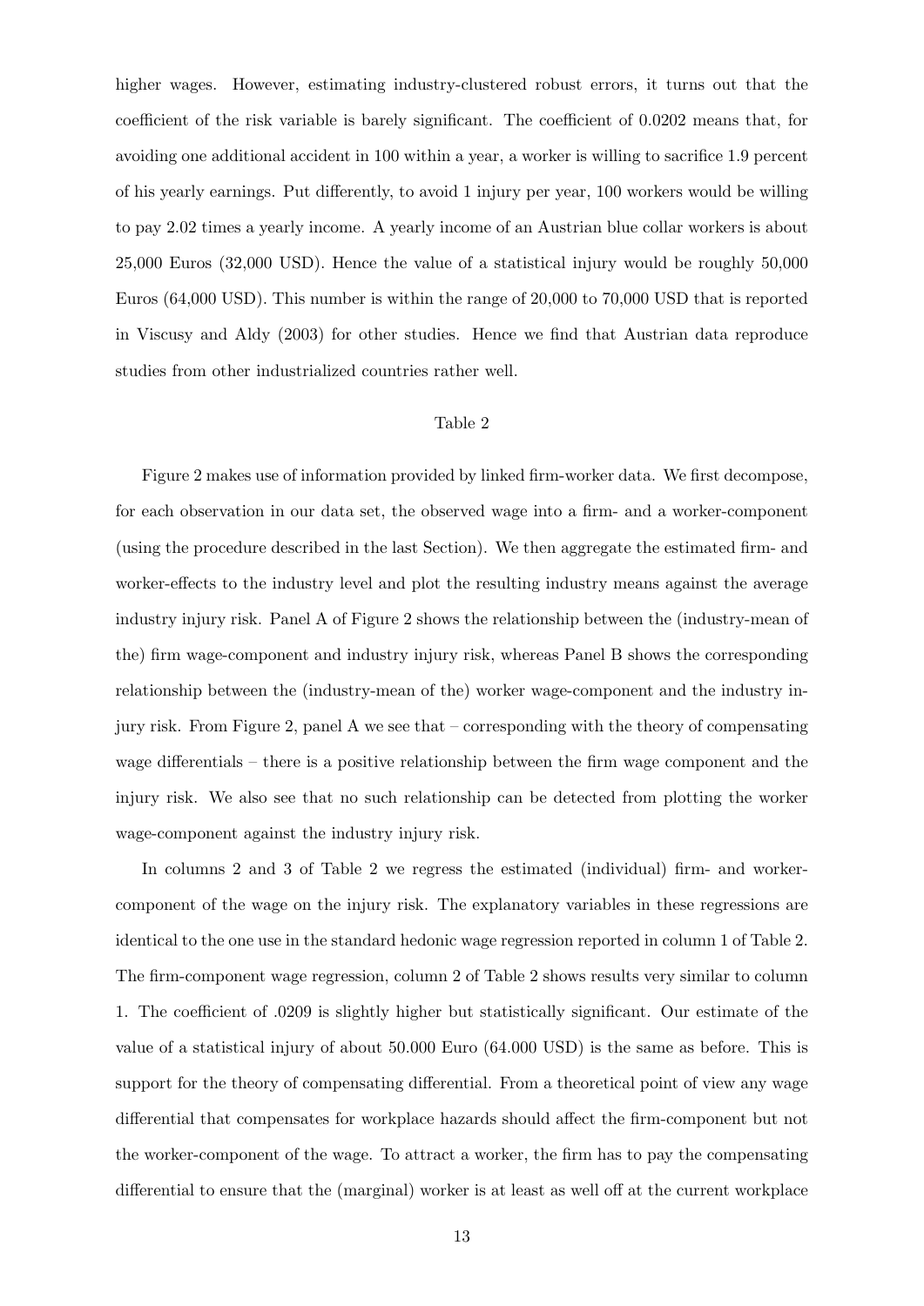higher wages. However, estimating industry-clustered robust errors, it turns out that the coefficient of the risk variable is barely significant. The coefficient of 0.0202 means that, for avoiding one additional accident in 100 within a year, a worker is willing to sacrifice 1.9 percent of his yearly earnings. Put differently, to avoid 1 injury per year, 100 workers would be willing to pay 2.02 times a yearly income. A yearly income of an Austrian blue collar workers is about 25,000 Euros (32,000 USD). Hence the value of a statistical injury would be roughly 50,000 Euros (64,000 USD). This number is within the range of 20,000 to 70,000 USD that is reported in Viscusy and Aldy (2003) for other studies. Hence we find that Austrian data reproduce studies from other industrialized countries rather well.

Table 2

Figure 2 makes use of information provided by linked firm-worker data. We first decompose, for each observation in our data set, the observed wage into a firm- and a worker-component (using the procedure described in the last Section). We then aggregate the estimated firm- and worker-effects to the industry level and plot the resulting industry means against the average industry injury risk. Panel A of Figure 2 shows the relationship between the (industry-mean of the) firm wage-component and industry injury risk, whereas Panel B shows the corresponding relationship between the (industry-mean of the) worker wage-component and the industry injury risk. From Figure 2, panel A we see that – corresponding with the theory of compensating wage differentials – there is a positive relationship between the firm wage component and the injury risk. We also see that no such relationship can be detected from plotting the worker wage-component against the industry injury risk.

In columns 2 and 3 of Table 2 we regress the estimated (individual) firm- and worker-component of the wage on the injury risk. The explanatory variables in these regressions are identical to the one use in the standard hedonic wage regression reported in column 1 of Table 2. The firm-component wage regression, column 2 of Table 2 shows results very similar to column 1. The coefficient of .0209 is slightly higher but statistically significant. Our estimate of the value of a statistical injury of about 50.000 Euro (64.000 USD) is the same as before. This is support for the theory of compensating differential. From a theoretical point of view any wage differential that compensates for workplace hazards should affect the firm-component but not the worker-component of the wage. To attract a worker, the firm has to pay the compensating differential to ensure that the (marginal) worker is at least as well off at the current workplace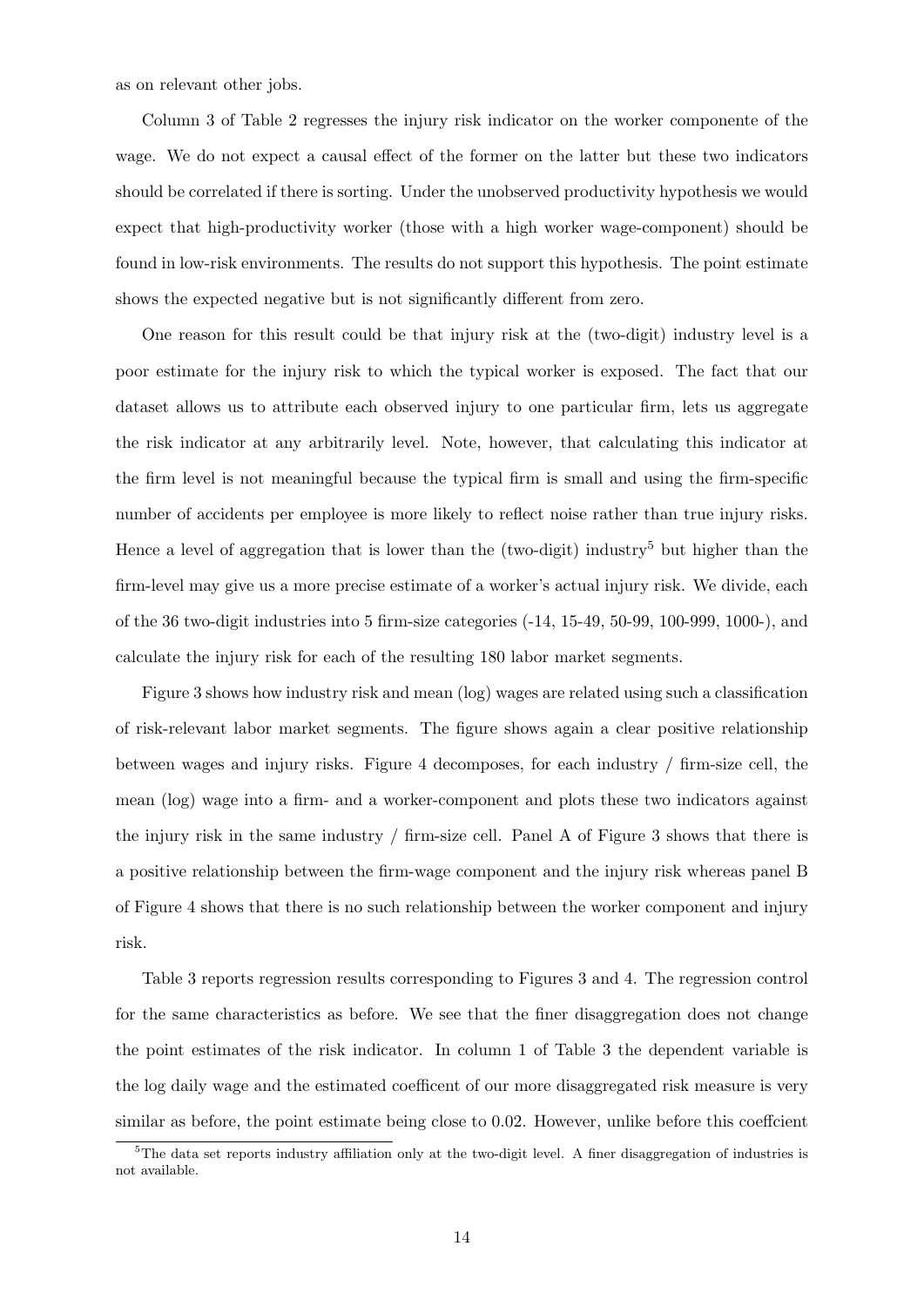as on relevant other jobs.

Column 3 of Table 2 regresses the injury risk indicator on the worker componente of the wage. We do not expect a causal effect of the former on the latter but these two indicators should be correlated if there is sorting. Under the unobserved productivity hypothesis we would expect that high-productivity worker (those with a high worker wage-component) should be found in low-risk environments. The results do not support this hypothesis. The point estimate shows the expected negative but is not significantly different from zero.

One reason for this result could be that injury risk at the (two-digit) industry level is a poor estimate for the injury risk to which the typical worker is exposed. The fact that our dataset allows us to attribute each observed injury to one particular firm, lets us aggregate the risk indicator at any arbitrarily level. Note, however, that calculating this indicator at the firm level is not meaningful because the typical firm is small and using the firm-specific number of accidents per employee is more likely to reflect noise rather than true injury risks. Hence a level of aggregation that is lower than the (two-digit) industry[5] but higher than the firm-level may give us a more precise estimate of a worker's actual injury risk. We divide, each of the 36 two-digit industries into 5 firm-size categories (-14, 15-49, 50-99, 100-999, 1000-), and calculate the injury risk for each of the resulting 180 labor market segments.

Figure 3 shows how industry risk and mean (log) wages are related using such a classification of risk-relevant labor market segments. The figure shows again a clear positive relationship between wages and injury risks. Figure 4 decomposes, for each industry / firm-size cell, the mean (log) wage into a firm- and a worker-component and plots these two indicators against the injury risk in the same industry / firm-size cell. Panel A of Figure 3 shows that there is a positive relationship between the firm-wage component and the injury risk whereas panel B of Figure 4 shows that there is no such relationship between the worker component and injury risk.

Table 3 reports regression results corresponding to Figures 3 and 4. The regression control for the same characteristics as before. We see that the finer disaggregation does not change the point estimates of the risk indicator. In column 1 of Table 3 the dependent variable is the log daily wage and the estimated coefficent of our more disaggregated risk measure is very similar as before, the point estimate being close to 0.02. However, unlike before this coeffcient

[5]The data set reports industry affiliation only at the two-digit level. A finer disaggregation of industries is not available.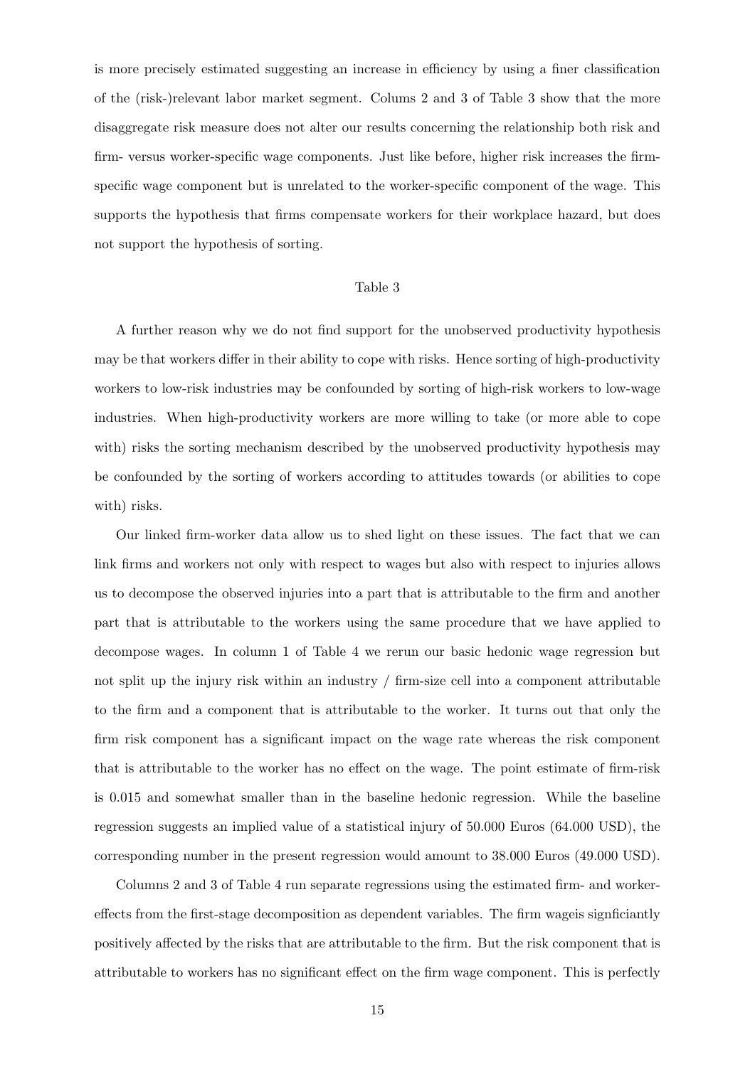is more precisely estimated suggesting an increase in efficiency by using a finer classification of the (risk-)relevant labor market segment. Columns 2 and 3 of Table 3 show that the more disaggregate risk measure does not alter our results concerning the relationship both risk and firm- versus worker-specific wage components. Just like before, higher risk increases the firm-specific wage component but is unrelated to the worker-specific component of the wage. This supports the hypothesis that firms compensate workers for their workplace hazard, but does not support the hypothesis of sorting.

Table 3

A further reason why we do not find support for the unobserved productivity hypothesis may be that workers differ in their ability to cope with risks. Hence sorting of high-productivity workers to low-risk industries may be confounded by sorting of high-risk workers to low-wage industries. When high-productivity workers are more willing to take (or more able to cope with) risks the sorting mechanism described by the unobserved productivity hypothesis may be confounded by the sorting of workers according to attitudes towards (or abilities to cope with) risks.

Our linked firm-worker data allow us to shed light on these issues. The fact that we can link firms and workers not only with respect to wages but also with respect to injuries allows us to decompose the observed injuries into a part that is attributable to the firm and another part that is attributable to the workers using the same procedure that we have applied to decompose wages. In column 1 of Table 4 we rerun our basic hedonic wage regression but not split up the injury risk within an industry / firm-size cell into a component attributable to the firm and a component that is attributable to the worker. It turns out that only the firm risk component has a significant impact on the wage rate whereas the risk component that is attributable to the worker has no effect on the wage. The point estimate of firm-risk is 0.015 and somewhat smaller than in the baseline hedonic regression. While the baseline regression suggests an implied value of a statistical injury of 50.000 Euros (64.000 USD), the corresponding number in the present regression would amount to 38.000 Euros (49.000 USD).

Columns 2 and 3 of Table 4 run separate regressions using the estimated firm- and worker-effects from the first-stage decomposition as dependent variables. The firm wageis signficiantly positively affected by the risks that are attributable to the firm. But the risk component that is attributable to workers has no significant effect on the firm wage component. This is perfectly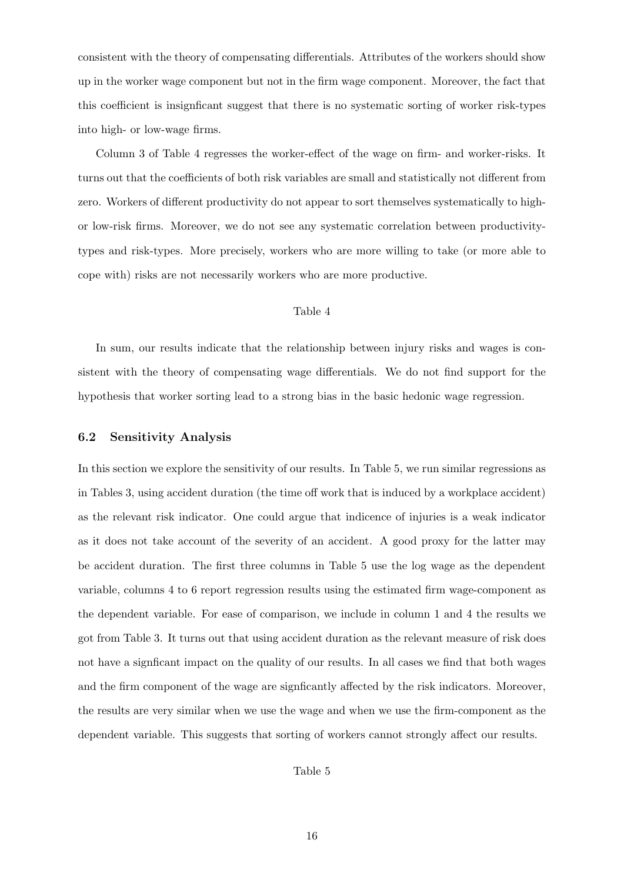consistent with the theory of compensating differentials. Attributes of the workers should show up in the worker wage component but not in the firm wage component. Moreover, the fact that this coefficient is insignficant suggest that there is no systematic sorting of worker risk-types into high- or low-wage firms.

Column 3 of Table 4 regresses the worker-effect of the wage on firm- and worker-risks. It turns out that the coefficients of both risk variables are small and statistically not different from zero. Workers of different productivity do not appear to sort themselves systematically to high- or low-risk firms. Moreover, we do not see any systematic correlation between productivity-types and risk-types. More precisely, workers who are more willing to take (or more able to cope with) risks are not necessarily workers who are more productive.

Table 4

In sum, our results indicate that the relationship between injury risks and wages is consistent with the theory of compensating wage differentials. We do not find support for the hypothesis that worker sorting lead to a strong bias in the basic hedonic wage regression.

### 6.2 Sensitivity Analysis

In this section we explore the sensitivity of our results. In Table 5, we run similar regressions as in Tables 3, using accident duration (the time off work that is induced by a workplace accident) as the relevant risk indicator. One could argue that indicence of injuries is a weak indicator as it does not take account of the severity of an accident. A good proxy for the latter may be accident duration. The first three columns in Table 5 use the log wage as the dependent variable, columns 4 to 6 report regression results using the estimated firm wage-component as the dependent variable. For ease of comparison, we include in column 1 and 4 the results we got from Table 3. It turns out that using accident duration as the relevant measure of risk does not have a signficant impact on the quality of our results. In all cases we find that both wages and the firm component of the wage are signficantly affected by the risk indicators. Moreover, the results are very similar when we use the wage and when we use the firm-component as the dependent variable. This suggests that sorting of workers cannot strongly affect our results.

Table 5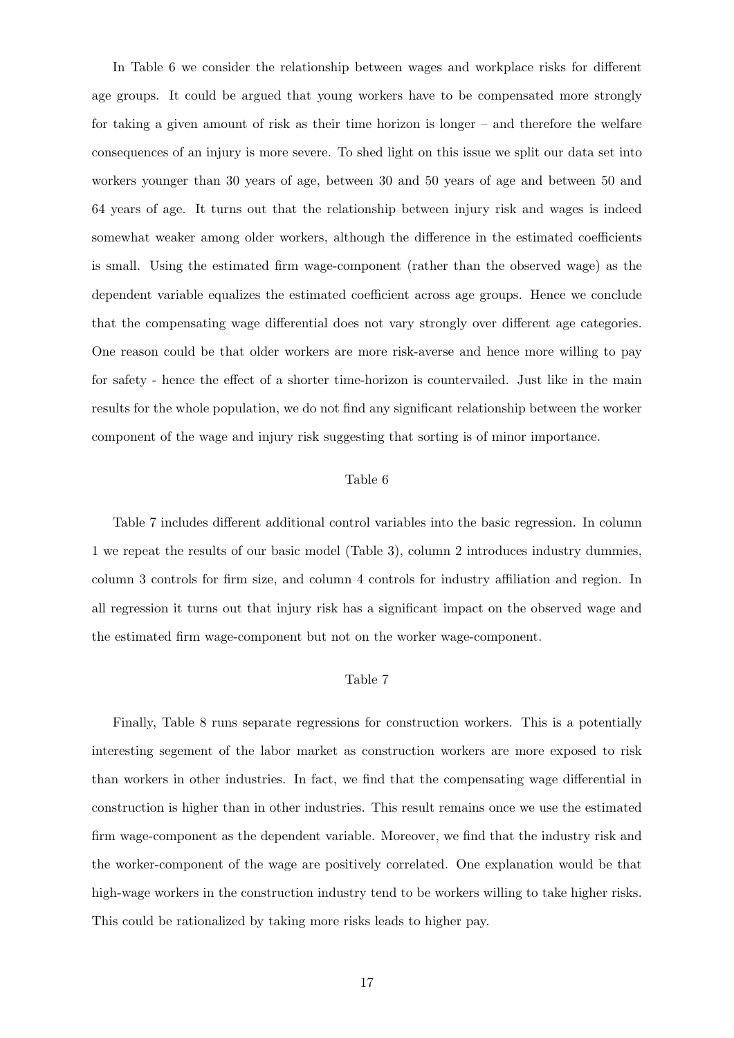In Table 6 we consider the relationship between wages and workplace risks for different age groups. It could be argued that young workers have to be compensated more strongly for taking a given amount of risk as their time horizon is longer – and therefore the welfare consequences of an injury is more severe. To shed light on this issue we split our data set into workers younger than 30 years of age, between 30 and 50 years of age and between 50 and 64 years of age. It turns out that the relationship between injury risk and wages is indeed somewhat weaker among older workers, although the difference in the estimated coefficients is small. Using the estimated firm wage-component (rather than the observed wage) as the dependent variable equalizes the estimated coefficient across age groups. Hence we conclude that the compensating wage differential does not vary strongly over different age categories. One reason could be that older workers are more risk-averse and hence more willing to pay for safety - hence the effect of a shorter time-horizon is countervailed. Just like in the main results for the whole population, we do not find any significant relationship between the worker component of the wage and injury risk suggesting that sorting is of minor importance.

Table 6

Table 7 includes different additional control variables into the basic regression. In column 1 we repeat the results of our basic model (Table 3), column 2 introduces industry dummies, column 3 controls for firm size, and column 4 controls for industry affiliation and region. In all regression it turns out that injury risk has a significant impact on the observed wage and the estimated firm wage-component but not on the worker wage-component.

Table 7

Finally, Table 8 runs separate regressions for construction workers. This is a potentially interesting segement of the labor market as construction workers are more exposed to risk than workers in other industries. In fact, we find that the compensating wage differential in construction is higher than in other industries. This result remains once we use the estimated firm wage-component as the dependent variable. Moreover, we find that the industry risk and the worker-component of the wage are positively correlated. One explanation would be that high-wage workers in the construction industry tend to be workers willing to take higher risks. This could be rationalized by taking more risks leads to higher pay.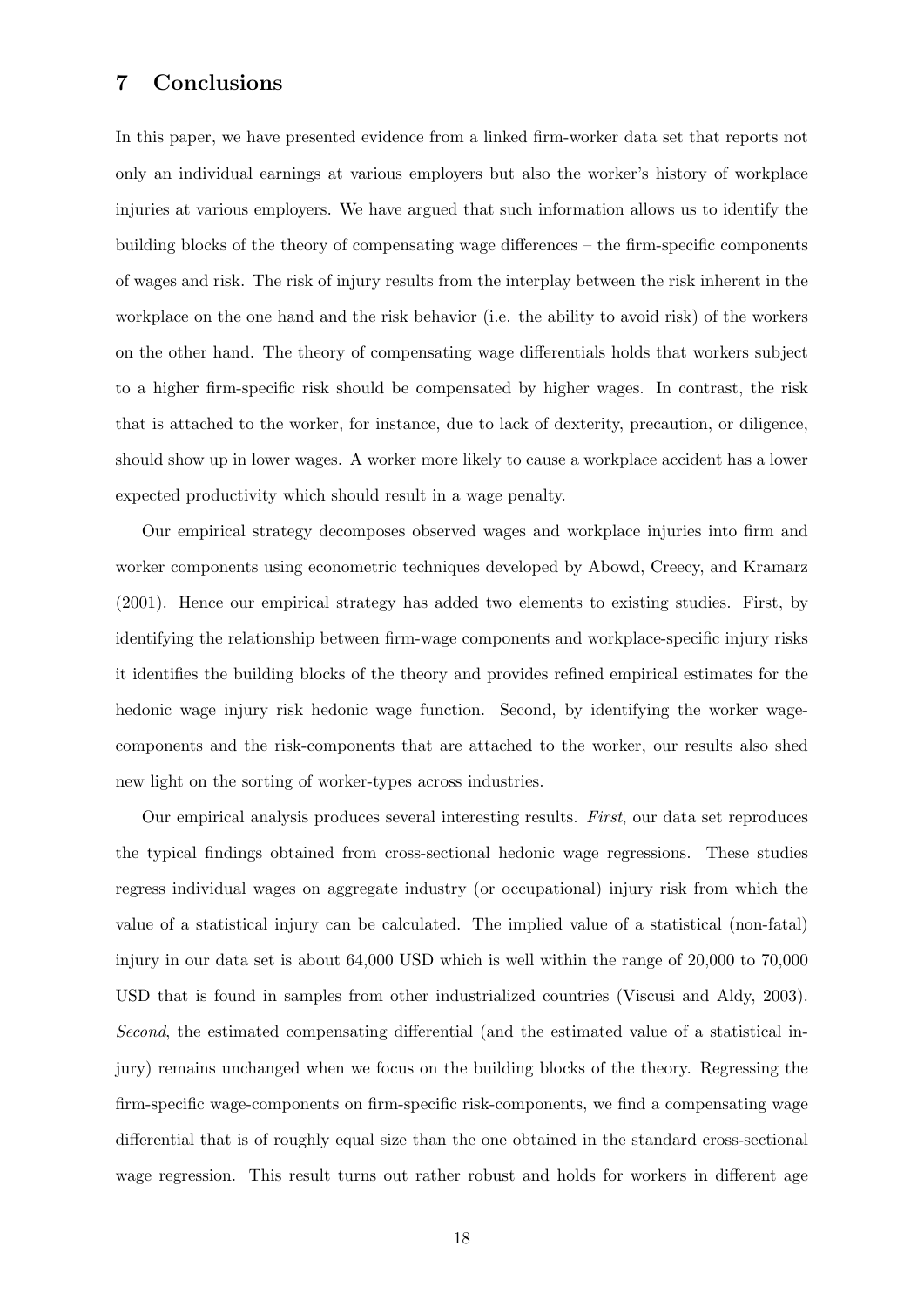## 7 Conclusions

In this paper, we have presented evidence from a linked firm-worker data set that reports not only an individual earnings at various employers but also the worker's history of workplace injuries at various employers. We have argued that such information allows us to identify the building blocks of the theory of compensating wage differences – the firm-specific components of wages and risk. The risk of injury results from the interplay between the risk inherent in the workplace on the one hand and the risk behavior (i.e. the ability to avoid risk) of the workers on the other hand. The theory of compensating wage differentials holds that workers subject to a higher firm-specific risk should be compensated by higher wages. In contrast, the risk that is attached to the worker, for instance, due to lack of dexterity, precaution, or diligence, should show up in lower wages. A worker more likely to cause a workplace accident has a lower expected productivity which should result in a wage penalty.

Our empirical strategy decomposes observed wages and workplace injuries into firm and worker components using econometric techniques developed by Abowd, Creecy, and Kramarz (2001). Hence our empirical strategy has added two elements to existing studies. First, by identifying the relationship between firm-wage components and workplace-specific injury risks it identifies the building blocks of the theory and provides refined empirical estimates for the hedonic wage injury risk hedonic wage function. Second, by identifying the worker wage-components and the risk-components that are attached to the worker, our results also shed new light on the sorting of worker-types across industries.

Our empirical analysis produces several interesting results. *First*, our data set reproduces the typical findings obtained from cross-sectional hedonic wage regressions. These studies regress individual wages on aggregate industry (or occupational) injury risk from which the value of a statistical injury can be calculated. The implied value of a statistical (non-fatal) injury in our data set is about 64,000 USD which is well within the range of 20,000 to 70,000 USD that is found in samples from other industrialized countries (Viscusi and Aldy, 2003). *Second*, the estimated compensating differential (and the estimated value of a statistical injury) remains unchanged when we focus on the building blocks of the theory. Regressing the firm-specific wage-components on firm-specific risk-components, we find a compensating wage differential that is of roughly equal size than the one obtained in the standard cross-sectional wage regression. This result turns out rather robust and holds for workers in different age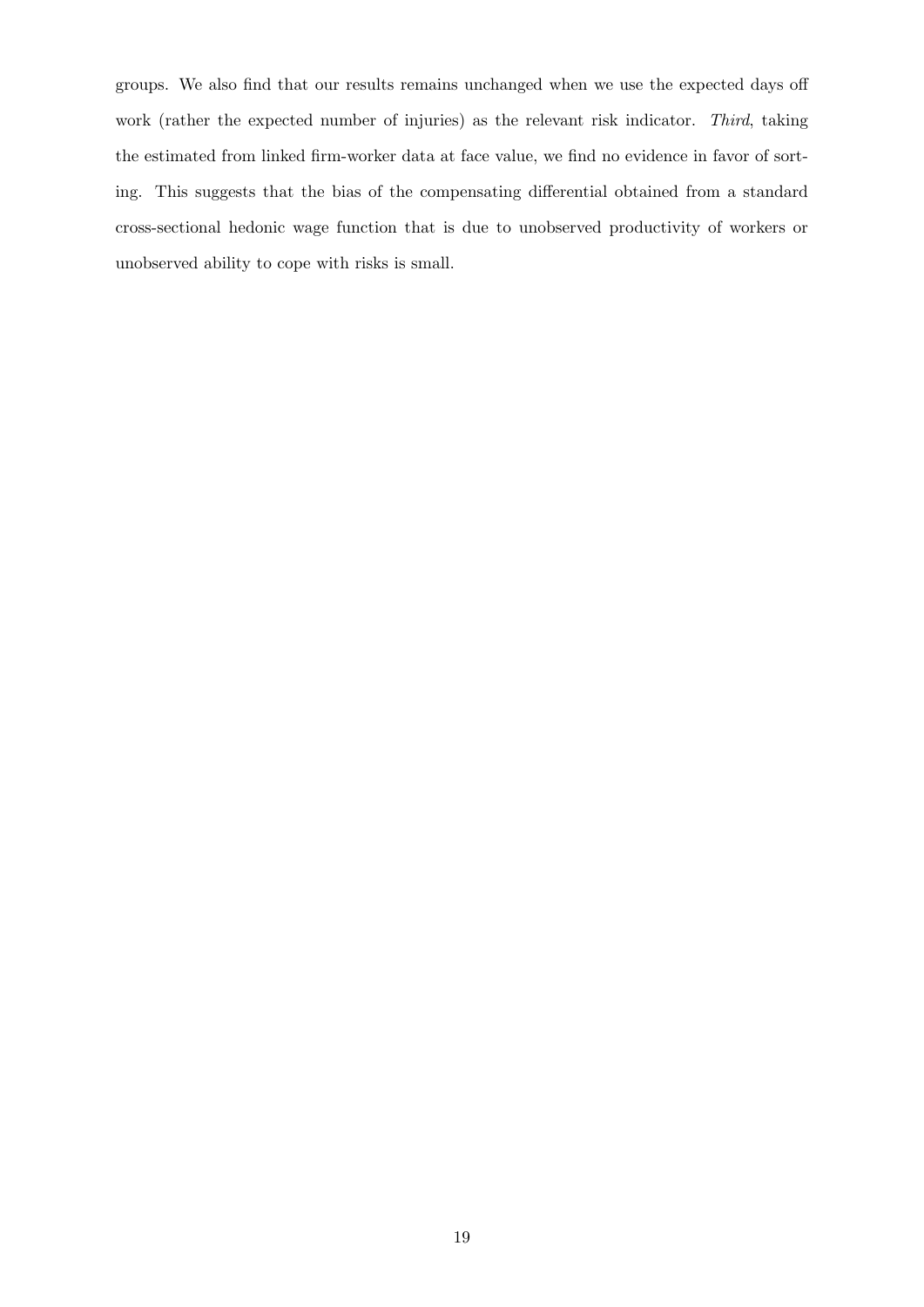groups. We also find that our results remains unchanged when we use the expected days off work (rather the expected number of injuries) as the relevant risk indicator. *Third*, taking the estimated from linked firm-worker data at face value, we find no evidence in favor of sorting. This suggests that the bias of the compensating differential obtained from a standard cross-sectional hedonic wage function that is due to unobserved productivity of workers or unobserved ability to cope with risks is small.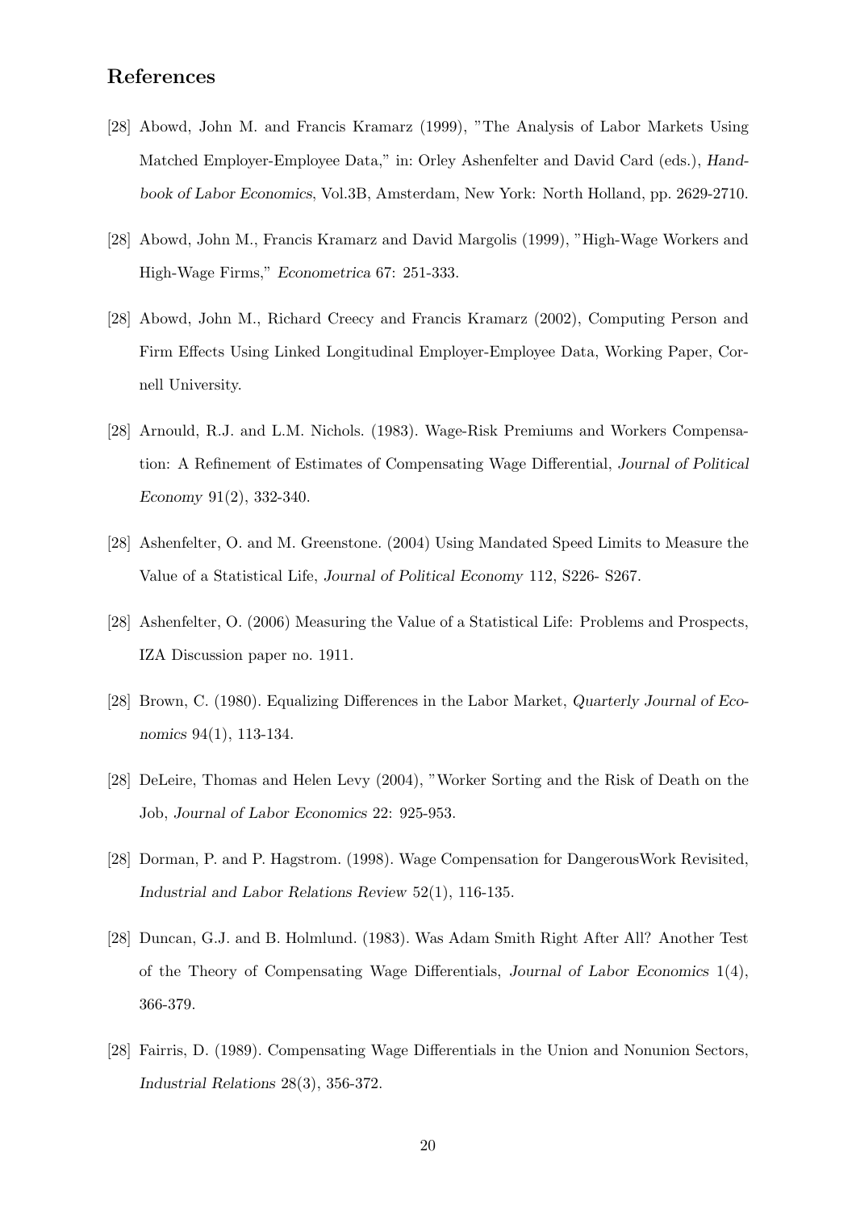## References

[28] Abowd, John M. and Francis Kramarz (1999), "The Analysis of Labor Markets Using Matched Employer-Employee Data," in: Orley Ashenfelter and David Card (eds.), *Handbook of Labor Economics*, Vol.3B, Amsterdam, New York: North Holland, pp. 2629-2710.

[28] Abowd, John M., Francis Kramarz and David Margolis (1999), "High-Wage Workers and High-Wage Firms," *Econometrica* 67: 251-333.

[28] Abowd, John M., Richard Creecy and Francis Kramarz (2002), Computing Person and Firm Effects Using Linked Longitudinal Employer-Employee Data, Working Paper, Cornell University.

[28] Arnould, R.J. and L.M. Nichols. (1983). Wage-Risk Premiums and Workers Compensation: A Refinement of Estimates of Compensating Wage Differential, *Journal of Political Economy* 91(2), 332-340.

[28] Ashenfelter, O. and M. Greenstone. (2004) Using Mandated Speed Limits to Measure the Value of a Statistical Life, *Journal of Political Economy* 112, S226- S267.

[28] Ashenfelter, O. (2006) Measuring the Value of a Statistical Life: Problems and Prospects, IZA Discussion paper no. 1911.

[28] Brown, C. (1980). Equalizing Differences in the Labor Market, *Quarterly Journal of Economics* 94(1), 113-134.

[28] DeLeire, Thomas and Helen Levy (2004), "Worker Sorting and the Risk of Death on the Job, *Journal of Labor Economics* 22: 925-953.

[28] Dorman, P. and P. Hagstrom. (1998). Wage Compensation for DangerousWork Revisited, *Industrial and Labor Relations Review* 52(1), 116-135.

[28] Duncan, G.J. and B. Holmlund. (1983). Was Adam Smith Right After All? Another Test of the Theory of Compensating Wage Differentials, *Journal of Labor Economics* 1(4), 366-379.

[28] Fairris, D. (1989). Compensating Wage Differentials in the Union and Nonunion Sectors, *Industrial Relations* 28(3), 356-372.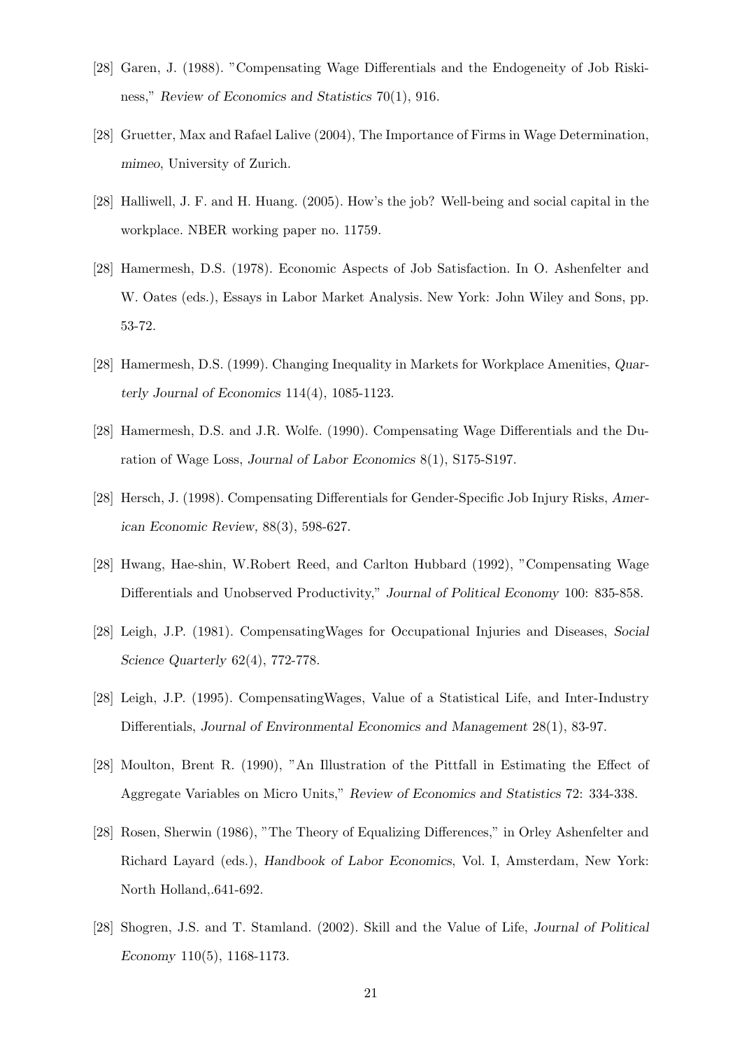[28] Garen, J. (1988). "Compensating Wage Differentials and the Endogeneity of Job Riskiness," *Review of Economics and Statistics* 70(1), 916.

[28] Gruetter, Max and Rafael Lalive (2004), The Importance of Firms in Wage Determination, *mimeo*, University of Zurich.

[28] Halliwell, J. F. and H. Huang. (2005). How's the job? Well-being and social capital in the workplace. NBER working paper no. 11759.

[28] Hamermesh, D.S. (1978). Economic Aspects of Job Satisfaction. In O. Ashenfelter and W. Oates (eds.), Essays in Labor Market Analysis. New York: John Wiley and Sons, pp. 53-72.

[28] Hamermesh, D.S. (1999). Changing Inequality in Markets for Workplace Amenities, *Quarterly Journal of Economics* 114(4), 1085-1123.

[28] Hamermesh, D.S. and J.R. Wolfe. (1990). Compensating Wage Differentials and the Duration of Wage Loss, *Journal of Labor Economics* 8(1), S175-S197.

[28] Hersch, J. (1998). Compensating Differentials for Gender-Specific Job Injury Risks, *American Economic Review,* 88(3), 598-627.

[28] Hwang, Hae-shin, W.Robert Reed, and Carlton Hubbard (1992), "Compensating Wage Differentials and Unobserved Productivity," *Journal of Political Economy* 100: 835-858.

[28] Leigh, J.P. (1981). CompensatingWages for Occupational Injuries and Diseases, *Social Science Quarterly* 62(4), 772-778.

[28] Leigh, J.P. (1995). CompensatingWages, Value of a Statistical Life, and Inter-Industry Differentials, *Journal of Environmental Economics and Management* 28(1), 83-97.

[28] Moulton, Brent R. (1990), "An Illustration of the Pittfall in Estimating the Effect of Aggregate Variables on Micro Units," *Review of Economics and Statistics* 72: 334-338.

[28] Rosen, Sherwin (1986), "The Theory of Equalizing Differences," in Orley Ashenfelter and Richard Layard (eds.), *Handbook of Labor Economics*, Vol. I, Amsterdam, New York: North Holland,.641-692.

[28] Shogren, J.S. and T. Stamland. (2002). Skill and the Value of Life, *Journal of Political Economy* 110(5), 1168-1173.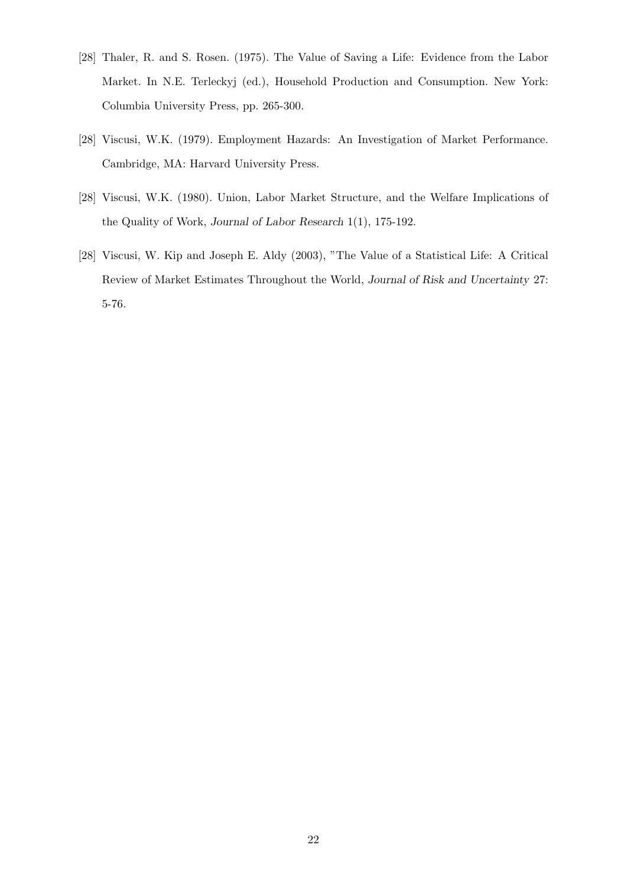[28] Thaler, R. and S. Rosen. (1975). The Value of Saving a Life: Evidence from the Labor Market. In N.E. Terleckyj (ed.), Household Production and Consumption. New York: Columbia University Press, pp. 265-300.

[28] Viscusi, W.K. (1979). Employment Hazards: An Investigation of Market Performance. Cambridge, MA: Harvard University Press.

[28] Viscusi, W.K. (1980). Union, Labor Market Structure, and the Welfare Implications of the Quality of Work, *Journal of Labor Research* 1(1), 175-192.

[28] Viscusi, W. Kip and Joseph E. Aldy (2003), "The Value of a Statistical Life: A Critical Review of Market Estimates Throughout the World, *Journal of Risk and Uncertainty* 27: 5-76.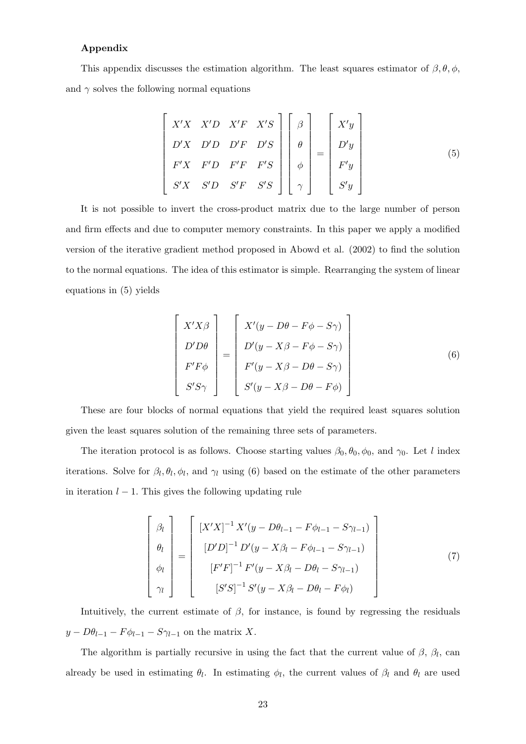**Appendix**

This appendix discusses the estimation algorithm. The least squares estimator of $\beta, \theta, \phi$, and $\gamma$ solves the following normal equations

$$
\begin{bmatrix} X'X & X'D & X'F & X'S \\ D'X & D'D & D'F & D'S \\ F'X & F'D & F'F & F'S \\ S'X & S'D & S'F & S'S \end{bmatrix} \begin{bmatrix} \beta \\ \theta \\ \phi \\ \gamma \end{bmatrix} = \begin{bmatrix} X'y \\ D'y \\ F'y \\ S'y \end{bmatrix} \tag{5}
$$

It is not possible to invert the cross-product matrix due to the large number of person and firm effects and due to computer memory constraints. In this paper we apply a modified version of the iterative gradient method proposed in Abowd et al. (2002) to find the solution to the normal equations. The idea of this estimator is simple. Rearranging the system of linear equations in (5) yields

$$
\begin{bmatrix} X'X\beta \\ D'D\theta \\ F'F\phi \\ S'S\gamma \end{bmatrix} = \begin{bmatrix} X'(y - D\theta - F\phi - S\gamma) \\ D'(y - X\beta - F\phi - S\gamma) \\ F'(y - X\beta - D\theta - S\gamma) \\ S'(y - X\beta - D\theta - F\phi) \end{bmatrix} \tag{6}
$$

These are four blocks of normal equations that yield the required least squares solution given the least squares solution of the remaining three sets of parameters.

The iteration protocol is as follows. Choose starting values $\beta_0, \theta_0, \phi_0$, and $\gamma_0$. Let $l$ index iterations. Solve for $\beta_l, \theta_l, \phi_l$, and $\gamma_l$ using (6) based on the estimate of the other parameters in iteration $l-1$. This gives the following updating rule

$$
\begin{bmatrix} \beta_l \\ \theta_l \\ \phi_l \\ \gamma_l \end{bmatrix} = \begin{bmatrix} [X'X]^{-1} X'(y - D\theta_{l-1} - F\phi_{l-1} - S\gamma_{l-1}) \\ [D'D]^{-1} D'(y - X\beta_l - F\phi_{l-1} - S\gamma_{l-1}) \\ [F'F]^{-1} F'(y - X\beta_l - D\theta_l - S\gamma_{l-1}) \\ [S'S]^{-1} S'(y - X\beta_l - D\theta_l - F\phi_l) \end{bmatrix} \tag{7}
$$

Intuitively, the current estimate of $\beta$, for instance, is found by regressing the residuals $y - D\theta_{l-1} - F\phi_{l-1} - S\gamma_{l-1}$ on the matrix $X$.

The algorithm is partially recursive in using the fact that the current value of $\beta$, $\beta_l$, can already be used in estimating $\theta_l$. In estimating $\phi_l$, the current values of $\beta_l$ and $\theta_l$ are used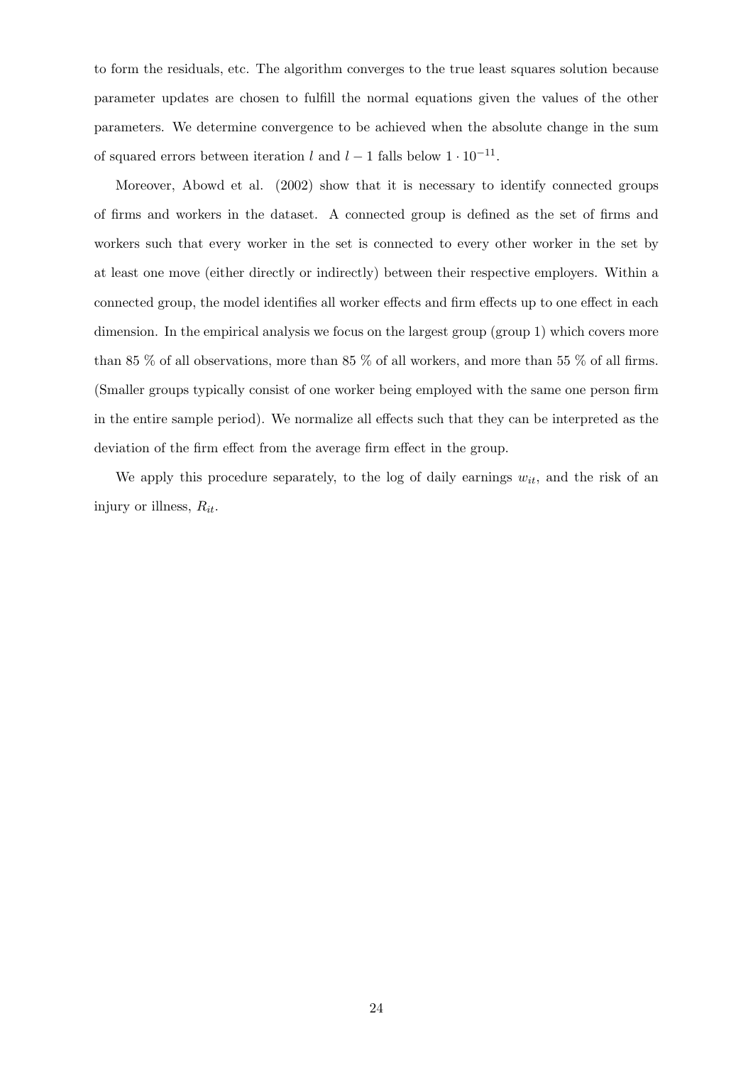to form the residuals, etc. The algorithm converges to the true least squares solution because parameter updates are chosen to fulfill the normal equations given the values of the other parameters. We determine convergence to be achieved when the absolute change in the sum of squared errors between iteration $l$ and $l-1$ falls below $1 \cdot 10^{-11}$.

Moreover, Abowd et al. (2002) show that it is necessary to identify connected groups of firms and workers in the dataset. A connected group is defined as the set of firms and workers such that every worker in the set is connected to every other worker in the set by at least one move (either directly or indirectly) between their respective employers. Within a connected group, the model identifies all worker effects and firm effects up to one effect in each dimension. In the empirical analysis we focus on the largest group (group 1) which covers more than 85 % of all observations, more than 85 % of all workers, and more than 55 % of all firms. (Smaller groups typically consist of one worker being employed with the same one person firm in the entire sample period). We normalize all effects such that they can be interpreted as the deviation of the firm effect from the average firm effect in the group.

We apply this procedure separately, to the log of daily earnings $w_{it}$, and the risk of an injury or illness, $R_{it}$.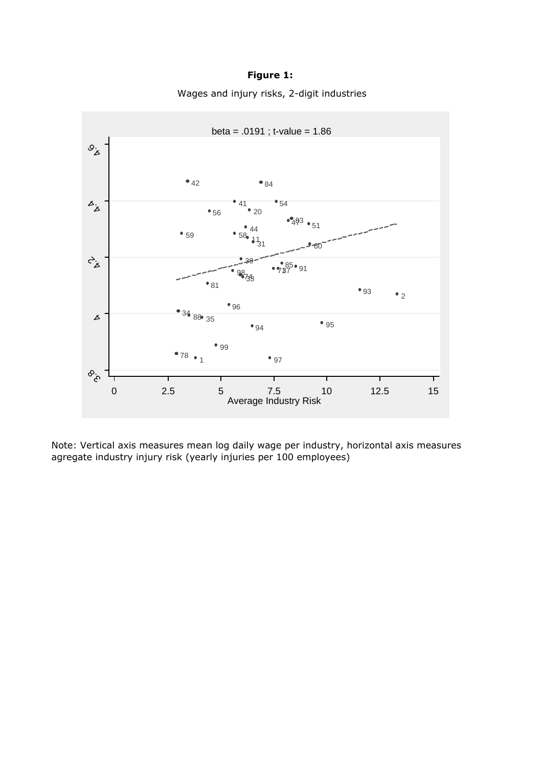**Figure 1:**

Wages and injury risks, 2-digit industries

Note: Vertical axis measures mean log daily wage per industry, horizontal axis measures agregate industry injury risk (yearly injuries per 100 employees)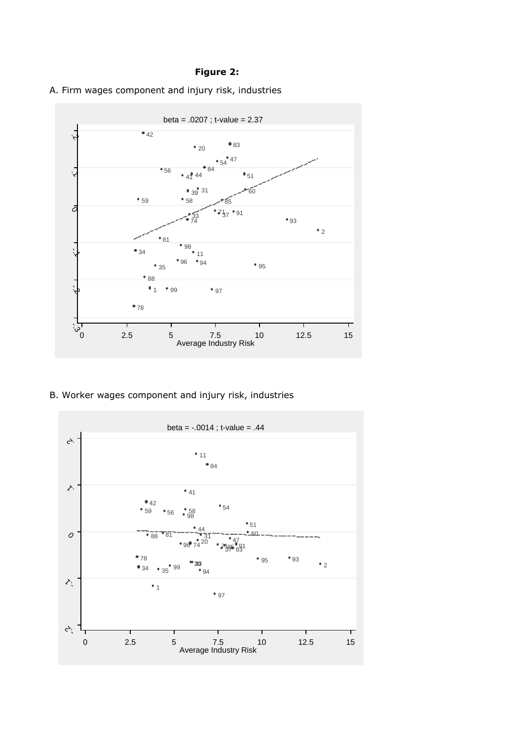**Figure 2:**

A. Firm wages component and injury risk, industries

beta = .0207 ; t-value = 2.37

B. Worker wages component and injury risk, industries

beta = -.0014 ; t-value = .44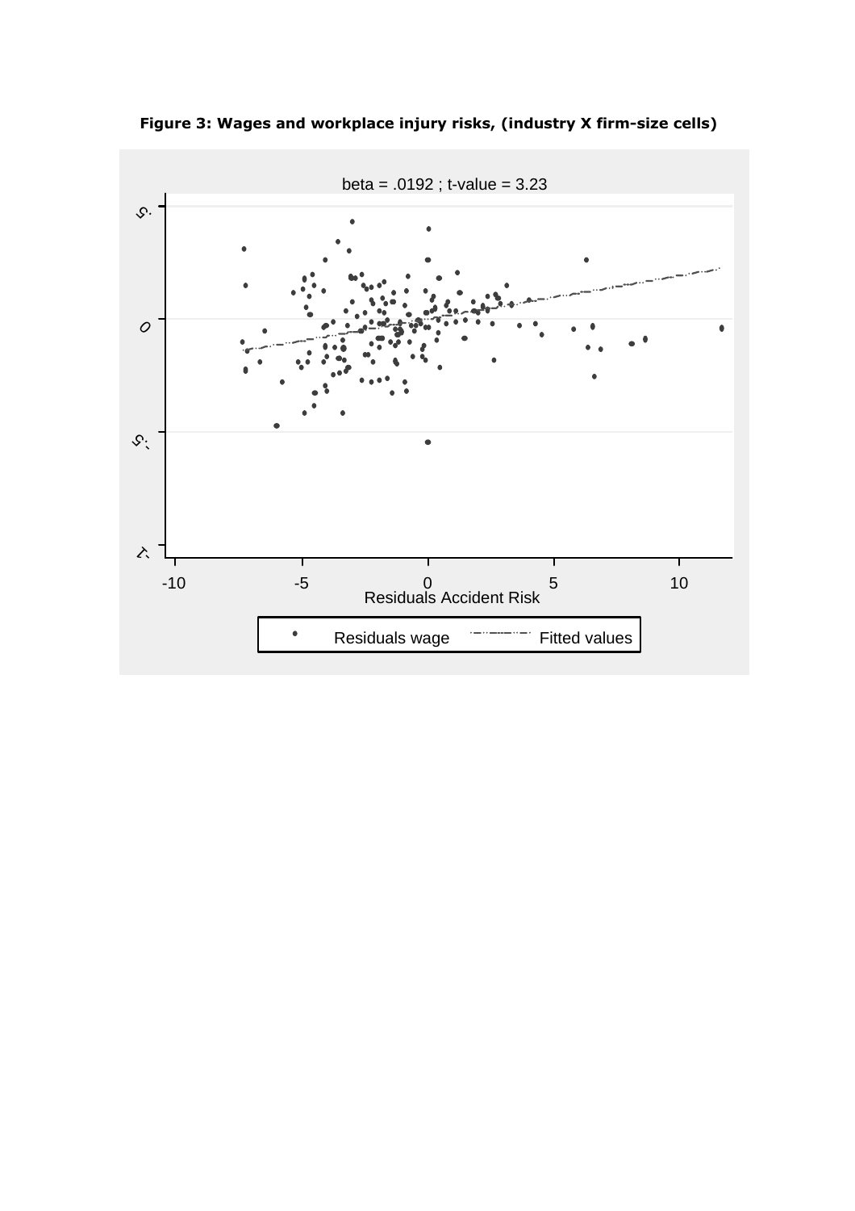**Figure 3: Wages and workplace injury risks, (industry X firm-size cells)**

beta = .0192 ; t-value = 3.23

Residuals Accident Risk

Residuals wage — Fitted values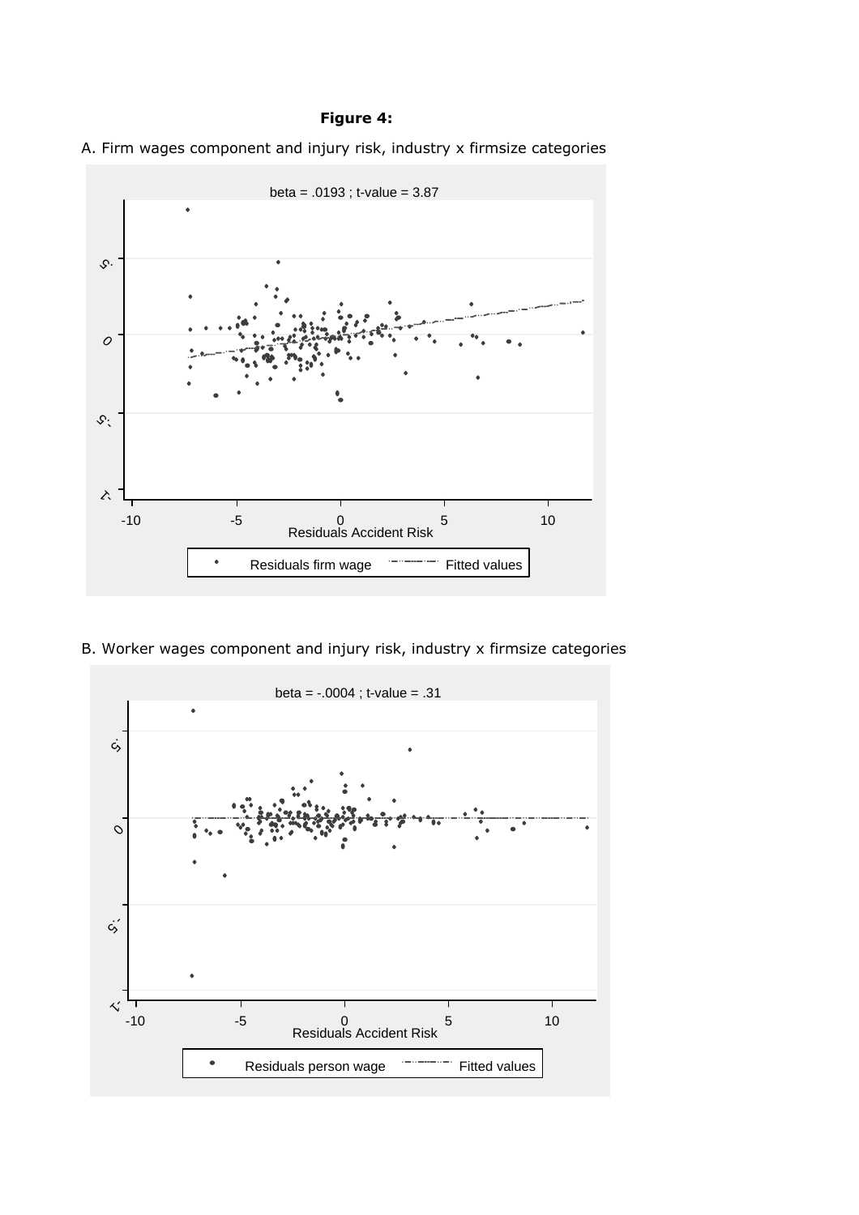**Figure 4:**

A. Firm wages component and injury risk, industry x firmsize categories

beta = .0193 ; t-value = 3.87

B. Worker wages component and injury risk, industry x firmsize categories

beta = -.0004 ; t-value = .31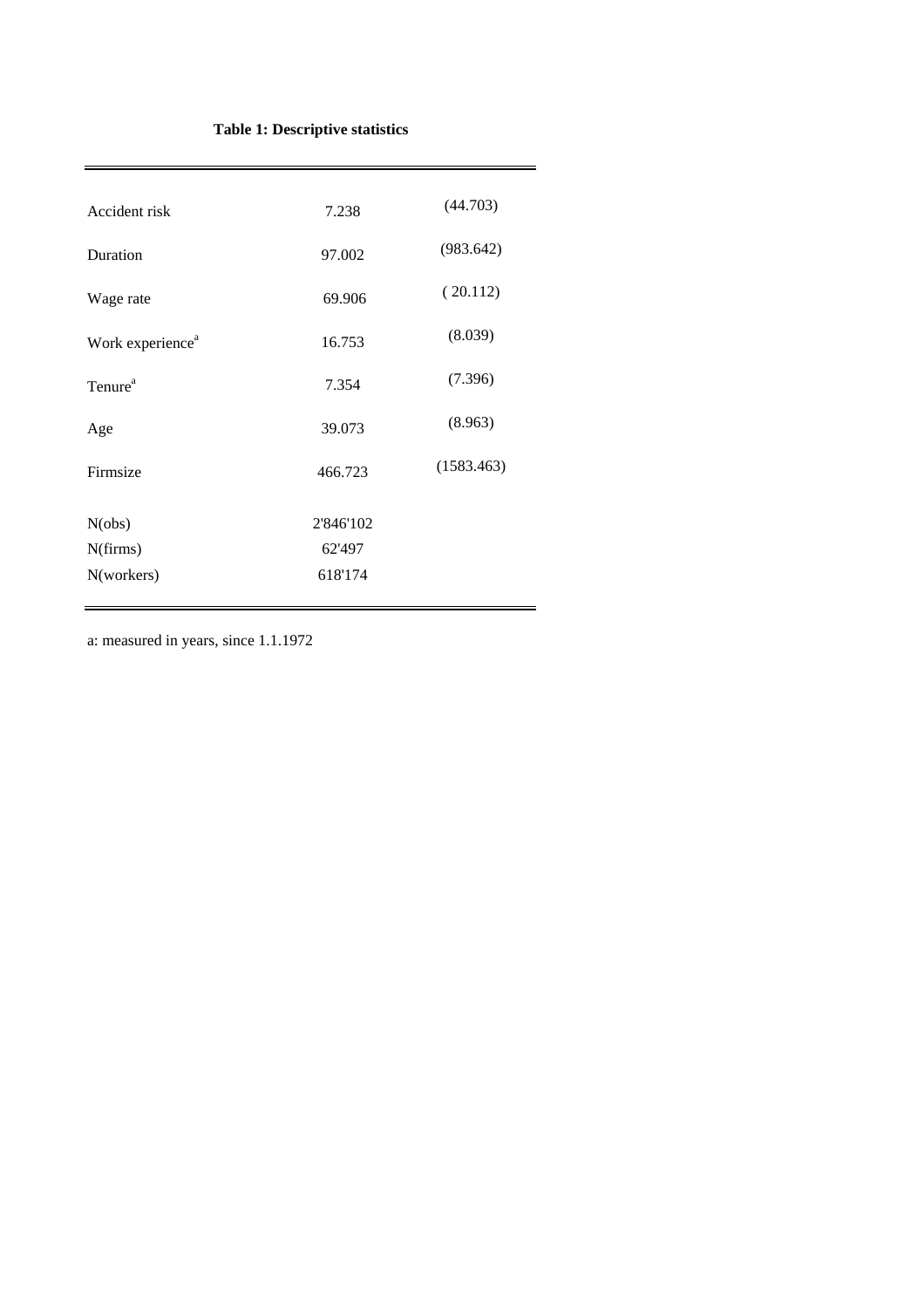**Table 1: Descriptive statistics**

| | | |
|---|---|---|
| Accident risk | 7.238 | (44.703) |
| Duration | 97.002 | (983.642) |
| Wage rate | 69.906 | ( 20.112) |
| Work experience[a] | 16.753 | (8.039) |
| Tenure[a] | 7.354 | (7.396) |
| Age | 39.073 | (8.963) |
| Firmsize | 466.723 | (1583.463) |
| N(obs) | 2'846'102 | |
| N(firms) | 62'497 | |
| N(workers) | 618'174 | |

a: measured in years, since 1.1.1972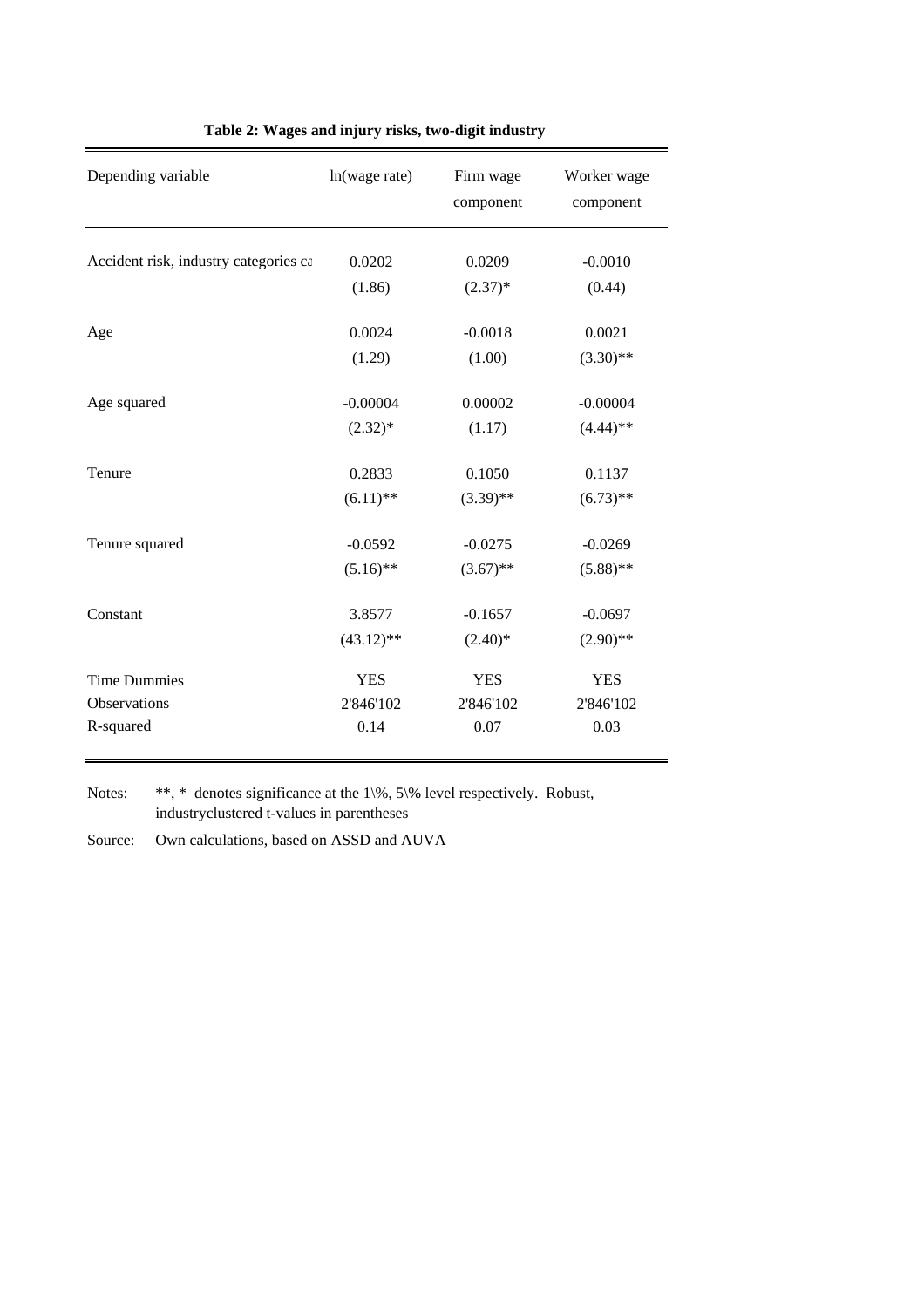**Table 2: Wages and injury risks, two-digit industry**

| Depending variable | ln(wage rate) | Firm wage component | Worker wage component |
|---|---|---|---|
| Accident risk, industry categories ca | 0.0202 | 0.0209 | -0.0010 |
| | (1.86) | (2.37)* | (0.44) |
| Age | 0.0024 | -0.0018 | 0.0021 |
| | (1.29) | (1.00) | (3.30)** |
| Age squared | -0.00004 | 0.00002 | -0.00004 |
| | (2.32)* | (1.17) | (4.44)** |
| Tenure | 0.2833 | 0.1050 | 0.1137 |
| | (6.11)** | (3.39)** | (6.73)** |
| Tenure squared | -0.0592 | -0.0275 | -0.0269 |
| | (5.16)** | (3.67)** | (5.88)** |
| Constant | 3.8577 | -0.1657 | -0.0697 |
| | (43.12)** | (2.40)* | (2.90)** |
| Time Dummies | YES | YES | YES |
| Observations | 2'846'102 | 2'846'102 | 2'846'102 |
| R-squared | 0.14 | 0.07 | 0.03 |

Notes: **, * denotes significance at the 1\%, 5\% level respectively. Robust, industryclustered t-values in parentheses

Source: Own calculations, based on ASSD and AUVA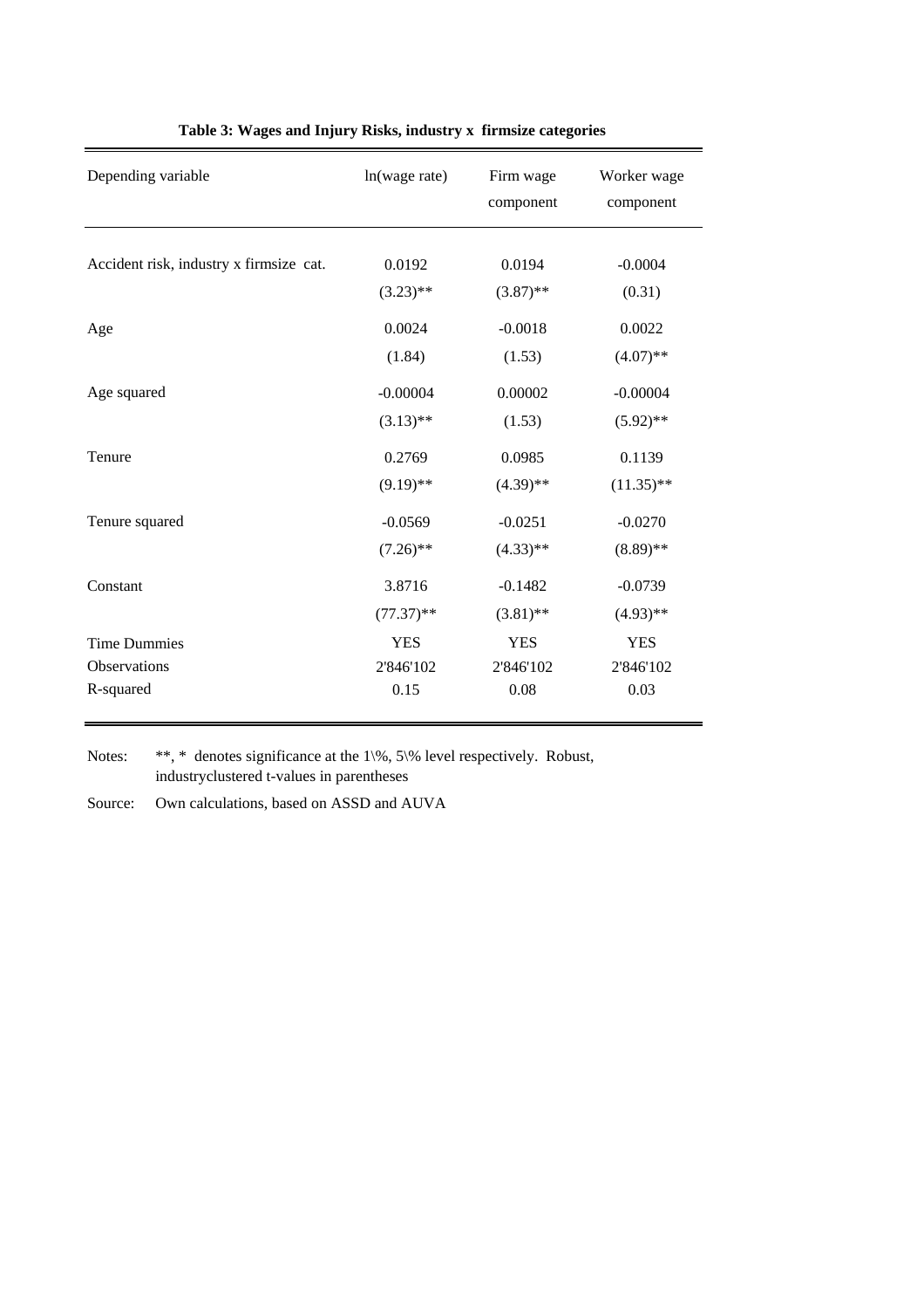**Table 3: Wages and Injury Risks, industry x firmsize categories**

| Depending variable | ln(wage rate) | Firm wage component | Worker wage component |
|---|---|---|---|
| Accident risk, industry x firmsize cat. | 0.0192 | 0.0194 | -0.0004 |
| | (3.23)** | (3.87)** | (0.31) |
| Age | 0.0024 | -0.0018 | 0.0022 |
| | (1.84) | (1.53) | (4.07)** |
| Age squared | -0.00004 | 0.00002 | -0.00004 |
| | (3.13)** | (1.53) | (5.92)** |
| Tenure | 0.2769 | 0.0985 | 0.1139 |
| | (9.19)** | (4.39)** | (11.35)** |
| Tenure squared | -0.0569 | -0.0251 | -0.0270 |
| | (7.26)** | (4.33)** | (8.89)** |
| Constant | 3.8716 | -0.1482 | -0.0739 |
| | (77.37)** | (3.81)** | (4.93)** |
| Time Dummies | YES | YES | YES |
| Observations | 2'846'102 | 2'846'102 | 2'846'102 |
| R-squared | 0.15 | 0.08 | 0.03 |

Notes: **, * denotes significance at the 1\%, 5\% level respectively. Robust, industryclustered t-values in parentheses

Source: Own calculations, based on ASSD and AUVA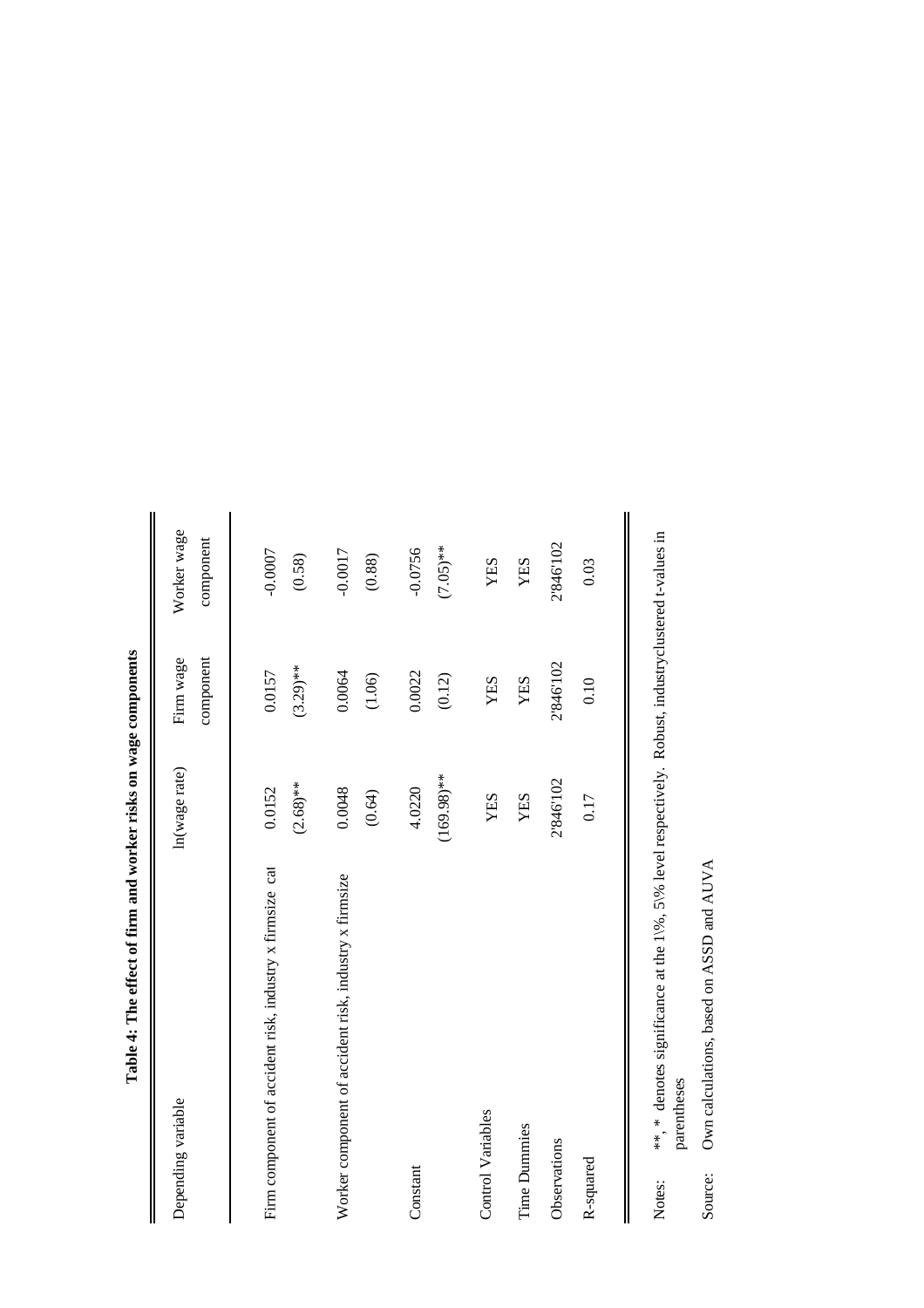**Table 4: The effect of firm and worker risks on wage components**

| Depending variable | ln(wage rate) | Firm wage component | Worker wage component |
|---|---|---|---|
| Firm component of accident risk, industry x firmsize cat | 0.0152 | 0.0157 | -0.0007 |
| | (2.68)** | (3.29)** | (0.58) |
| Worker component of accident risk, industry x firmsize | 0.0048 | 0.0064 | -0.0017 |
| | (0.64) | (1.06) | (0.88) |
| Constant | 4.0220 | 0.0022 | -0.0756 |
| | (169.98)** | (0.12) | (7.05)** |
| Control Variables | YES | YES | YES |
| Time Dummies | YES | YES | YES |
| Observations | 2'846'102 | 2'846'102 | 2'846'102 |
| R-squared | 0.17 | 0.10 | 0.03 |

Notes: **, * denotes significance at the 1%, 5% level respectively. Robust, industryclustered t-values in parentheses

Source: Own calculations, based on ASSD and AUVA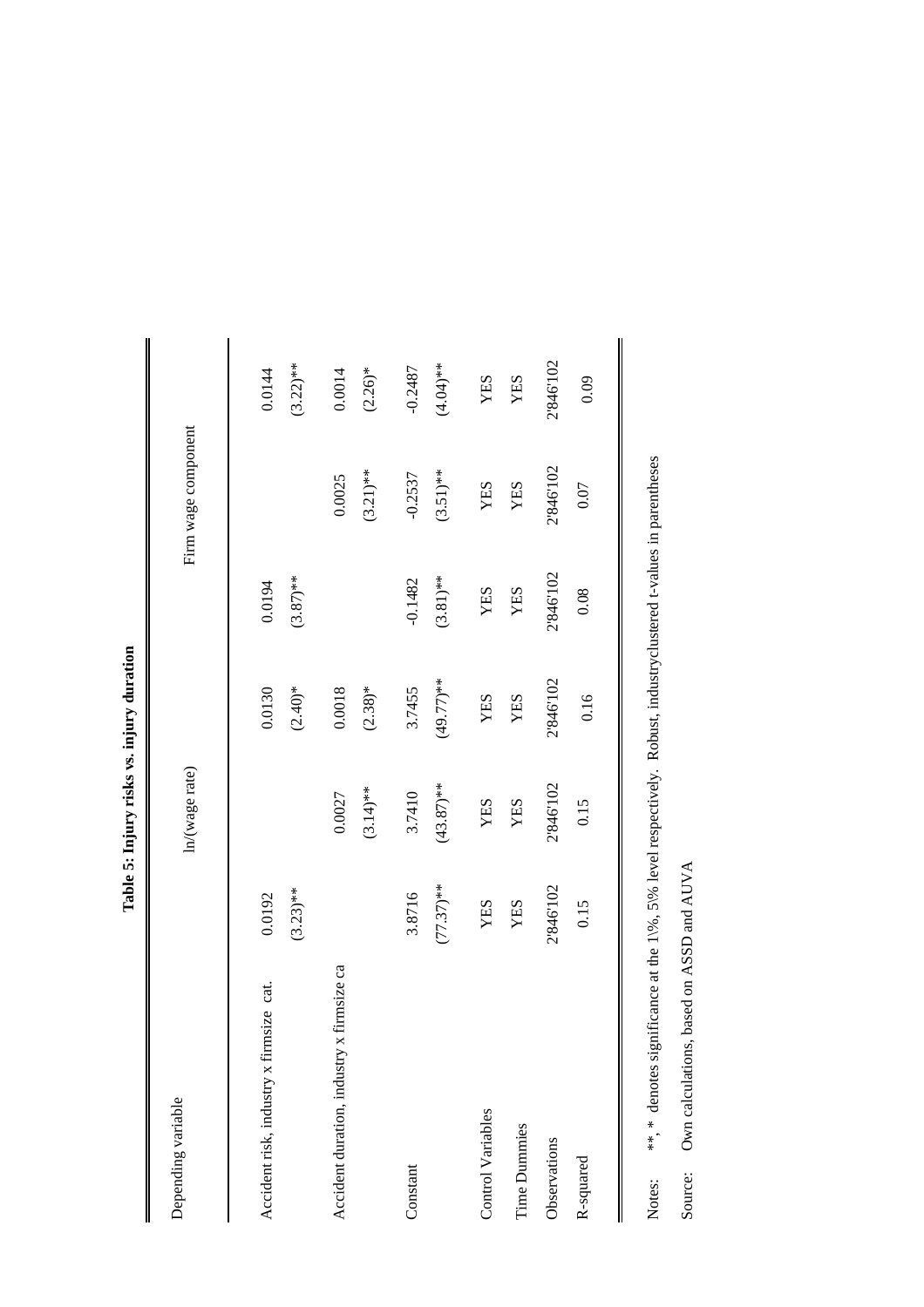**Table 5: Injury risks vs. injury duration**

| Depending variable | ln(wage rate) | | | Firm wage component | | |
|---|---|---|---|---|---|---|
| Accident risk, industry x firmsize cat. | 0.0192 | | 0.0130 | 0.0194 | | 0.0144 |
| | (3.23)** | | (2.40)* | (3.87)** | | (3.22)** |
| Accident duration, industry x firmsize ca | | 0.0027 | 0.0018 | | 0.0025 | 0.0014 |
| | | (3.14)** | (2.38)* | | (3.21)** | (2.26)* |
| Constant | 3.8716 | 3.7410 | 3.7455 | -0.1482 | -0.2537 | -0.2487 |
| | (77.37)** | (43.87)** | (49.77)** | (3.81)** | (3.51)** | (4.04)** |
| Control Variables | YES | YES | YES | YES | YES | YES |
| Time Dummies | YES | YES | YES | YES | YES | YES |
| Observations | 2'846'102 | 2'846'102 | 2'846'102 | 2'846'102 | 2'846'102 | 2'846'102 |
| R-squared | 0.15 | 0.15 | 0.16 | 0.08 | 0.07 | 0.09 |

Notes: **, * denotes significance at the 1\%, 5% level respectively. Robust, industryclustered t-values in parentheses

Source: Own calculations, based on ASSD and AUVA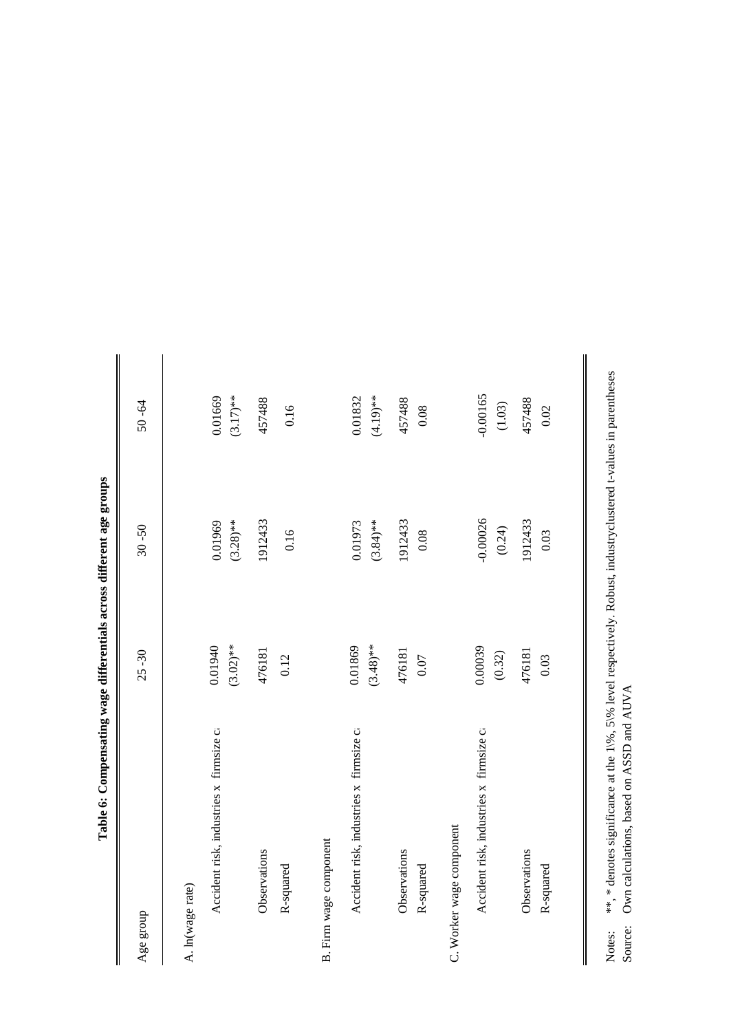**Table 6: Compensating wage differentials across different age groups**

| Age group | 25 -30 | 30 -50 | 50 -64 |
|---|---|---|---|
| A. ln(wage rate) | | | |
| Accident risk, industries x firmsize c | 0.01940 | 0.01969 | 0.01669 |
| | (3.02)** | (3.28)** | (3.17)** |
| Observations | 476181 | 1912433 | 457488 |
| R-squared | 0.12 | 0.16 | 0.16 |
| B. Firm wage component | | | |
| Accident risk, industries x firmsize c | 0.01869 | 0.01973 | 0.01832 |
| | (3.48)** | (3.84)** | (4.19)** |
| Observations | 476181 | 1912433 | 457488 |
| R-squared | 0.07 | 0.08 | 0.08 |
| C. Worker wage component | | | |
| Accident risk, industries x firmsize c | 0.00039 | -0.00026 | -0.00165 |
| | (0.32) | (0.24) | (1.03) |
| Observations | 476181 | 1912433 | 457488 |
| R-squared | 0.03 | 0.03 | 0.02 |

Notes: **, * denotes significance at the 1%, 5% level respectively. Robust, industryclustered t-values in parentheses
Source: Own calculations, based on ASSD and AUVA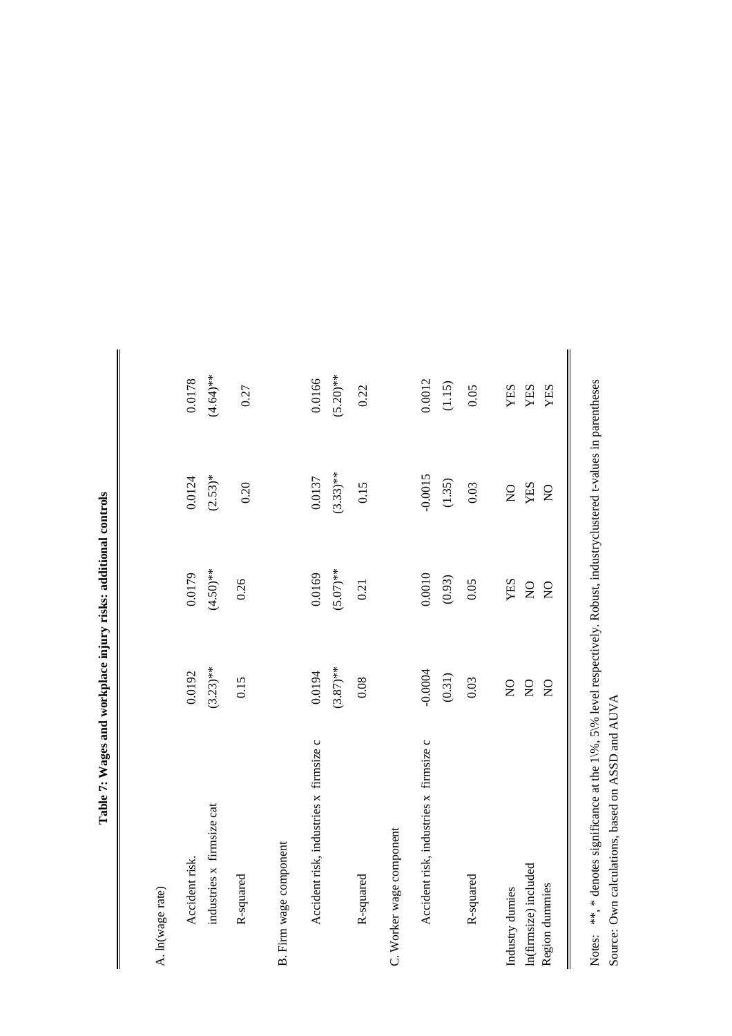**Table 7: Wages and workplace injury risks: additional controls**

| | | | | |
|---|---|---|---|---|
| A. ln(wage rate) | | | | |
| Accident risk. | 0.0192 | 0.0179 | 0.0124 | 0.0178 |
| industries x firmsize cat | (3.23)** | (4.50)** | (2.53)* | (4.64)** |
| R-squared | 0.15 | 0.26 | 0.20 | 0.27 |
| B. Firm wage component | | | | |
| Accident risk, industries x firmsize c | 0.0194 | 0.0169 | 0.0137 | 0.0166 |
| | (3.87)** | (5.07)** | (3.33)** | (5.20)** |
| R-squared | 0.08 | 0.21 | 0.15 | 0.22 |
| C. Worker wage component | | | | |
| Accident risk, industries x firmsize c | -0.0004 | 0.0010 | -0.0015 | 0.0012 |
| | (0.31) | (0.93) | (1.35) | (1.15) |
| R-squared | 0.03 | 0.05 | 0.03 | 0.05 |
| Industry dumies | NO | YES | NO | YES |
| ln(firmsize) included | NO | NO | YES | YES |
| Region dummies | NO | NO | NO | YES |

Notes: **, * denotes significance at the 1\%, 5\% level respectively. Robust, industryclustered t-values in parentheses

Source: Own calculations, based on ASSD and AUVA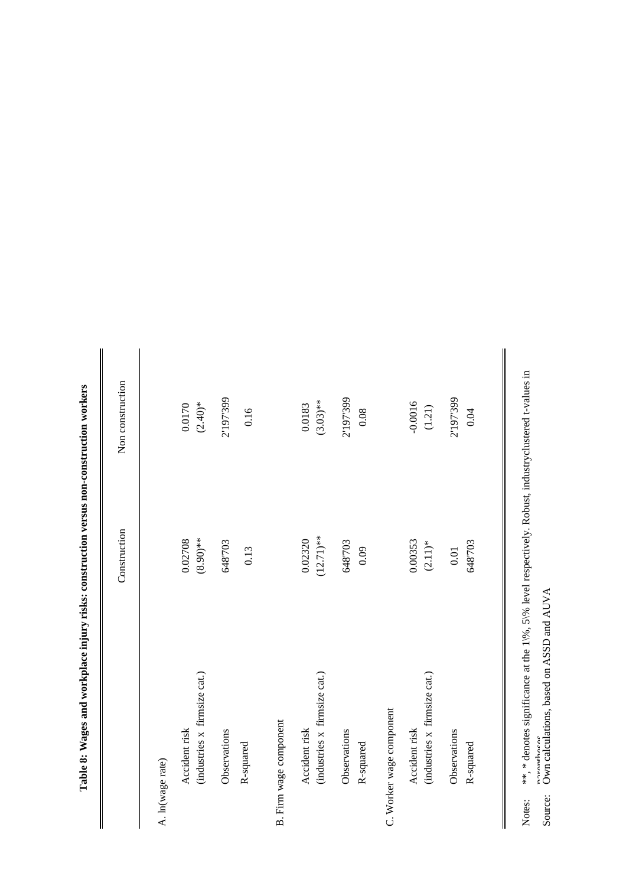**Table 8: Wages and workplace injury risks: construction versus non-construction workers**

| | Construction | Non construction |
|---|---|---|
| A. ln(wage rate) | | |
| Accident risk | 0.02708 | 0.0170 |
| (industries x firmsize cat.) | (8.90)** | (2.40)* |
| Observations | 648'703 | 2'197'399 |
| R-squared | 0.13 | 0.16 |
| B. Firm wage component | | |
| Accident risk | 0.02320 | 0.0183 |
| (industries x firmsize cat.) | (12.71)** | (3.03)** |
| Observations | 648'703 | 2'197'399 |
| R-squared | 0.09 | 0.08 |
| C. Worker wage component | | |
| Accident risk | 0.00353 | -0.0016 |
| (industries x firmsize cat.) | (2.11)* | (1.21) |
| Observations | 0.01 | 2'197'399 |
| R-squared | 648'703 | 0.04 |

Notes: **, * denotes significance at the 1%, 5% level respectively. Robust, industryclustered t-values in parentheses

Source: Own calculations, based on ASSD and AUVA